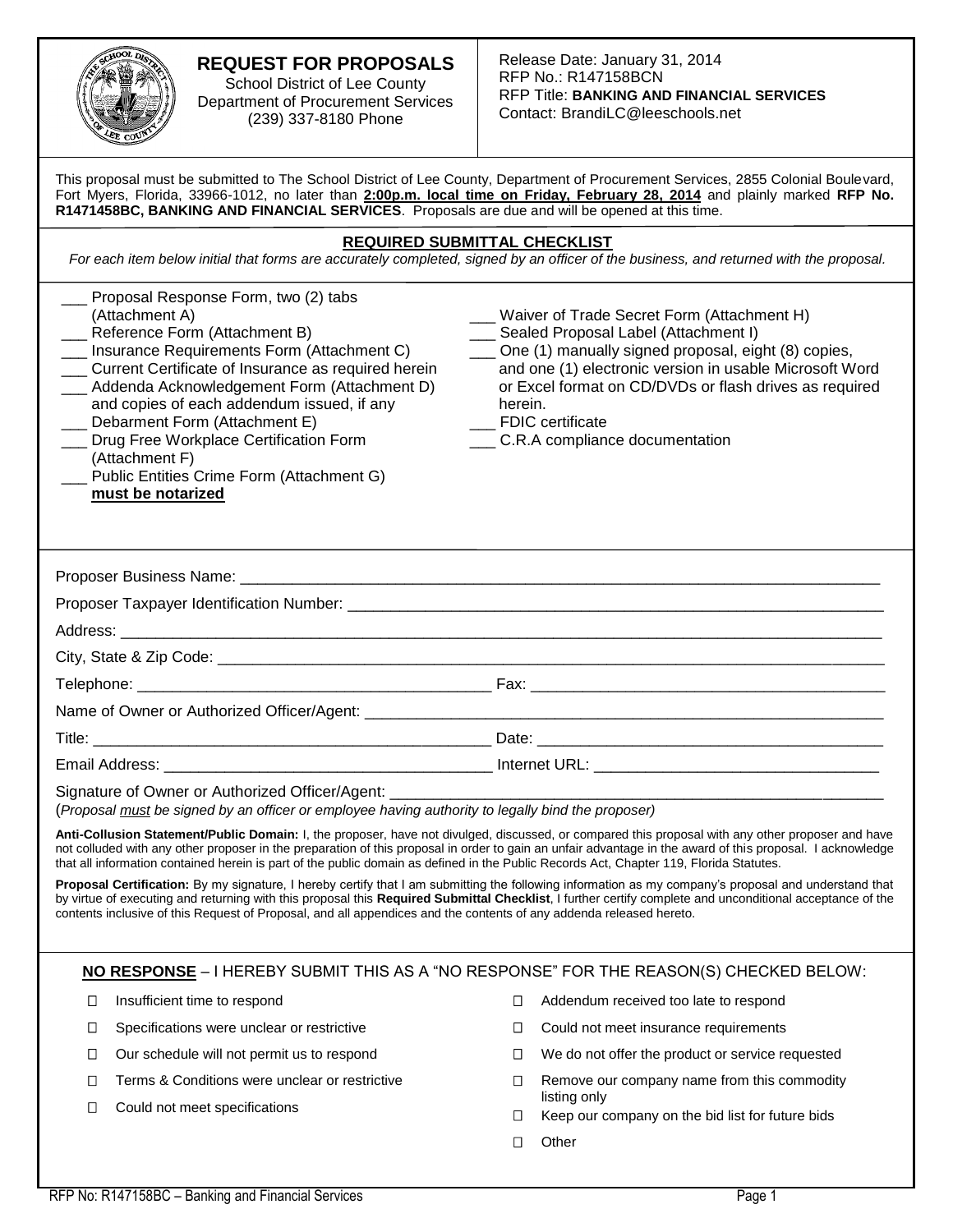# REQUEST FOR PROPOSALS

School District of Lee County
Department of Procurement Services
(239) 337-8180 Phone

Release Date: January 31, 2014
RFP No.: R147158BCN
RFP Title: **BANKING AND FINANCIAL SERVICES**
Contact: BrandiLC@leeschools.net

This proposal must be submitted to The School District of Lee County, Department of Procurement Services, 2855 Colonial Boulevard, Fort Myers, Florida, 33966-1012, no later than **2:00p.m. local time on Friday, February 28, 2014** and plainly marked **RFP No. R1471458BC, BANKING AND FINANCIAL SERVICES**. Proposals are due and will be opened at this time.

## REQUIRED SUBMITTAL CHECKLIST

*For each item below initial that forms are accurately completed, signed by an officer of the business, and returned with the proposal.*

- ___ Proposal Response Form, two (2) tabs (Attachment A)
- ___ Reference Form (Attachment B)
- ___ Insurance Requirements Form (Attachment C)
- ___ Current Certificate of Insurance as required herein
- ___ Addenda Acknowledgement Form (Attachment D) and copies of each addendum issued, if any
- ___ Debarment Form (Attachment E)
- ___ Drug Free Workplace Certification Form (Attachment F)
- ___ Public Entities Crime Form (Attachment G) **must be notarized**
- ___ Waiver of Trade Secret Form (Attachment H)
- ___ Sealed Proposal Label (Attachment I)
- ___ One (1) manually signed proposal, eight (8) copies, and one (1) electronic version in usable Microsoft Word or Excel format on CD/DVDs or flash drives as required herein.
- ___ FDIC certificate
- ___ C.R.A compliance documentation

Proposer Business Name: ______________________________

Proposer Taxpayer Identification Number: ______________________________

Address: ______________________________

City, State & Zip Code: ______________________________

Telephone: ____________________ Fax: ____________________

Name of Owner or Authorized Officer/Agent: ______________________________

Title: ____________________ Date: ____________________

Email Address: ____________________ Internet URL: ____________________

Signature of Owner or Authorized Officer/Agent: ______________________________

(*Proposal must be signed by an officer or employee having authority to legally bind the proposer)*

**Anti-Collusion Statement/Public Domain:** I, the proposer, have not divulged, discussed, or compared this proposal with any other proposer and have not colluded with any other proposer in the preparation of this proposal in order to gain an unfair advantage in the award of this proposal. I acknowledge that all information contained herein is part of the public domain as defined in the Public Records Act, Chapter 119, Florida Statutes.

**Proposal Certification:** By my signature, I hereby certify that I am submitting the following information as my company's proposal and understand that by virtue of executing and returning with this proposal this **Required Submittal Checklist**, I further certify complete and unconditional acceptance of the contents inclusive of this Request of Proposal, and all appendices and the contents of any addenda released hereto.

**NO RESPONSE** – I HEREBY SUBMIT THIS AS A "NO RESPONSE" FOR THE REASON(S) CHECKED BELOW:

- ☐ Insufficient time to respond
- ☐ Specifications were unclear or restrictive
- ☐ Our schedule will not permit us to respond
- ☐ Terms & Conditions were unclear or restrictive
- ☐ Could not meet specifications
- ☐ Addendum received too late to respond
- ☐ Could not meet insurance requirements
- ☐ We do not offer the product or service requested
- ☐ Remove our company name from this commodity listing only
- ☐ Keep our company on the bid list for future bids
- ☐ Other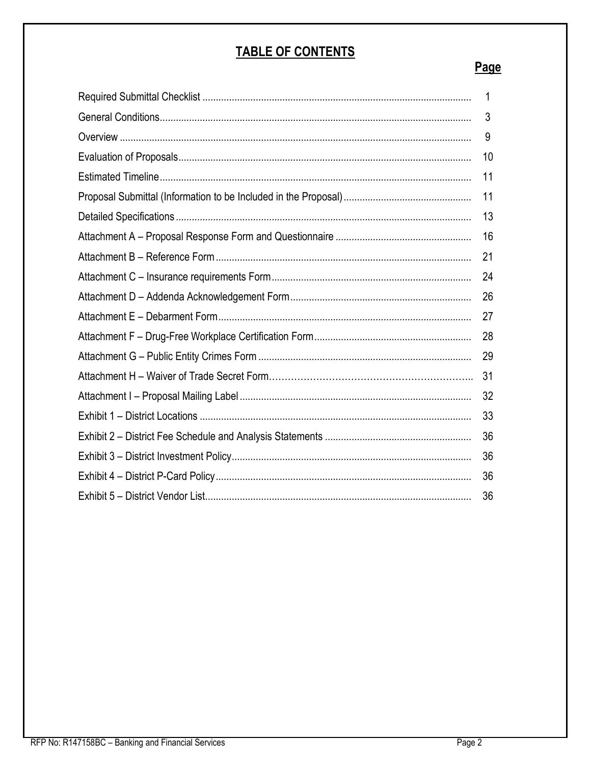# TABLE OF CONTENTS

| | Page |
|---|---|
| Required Submittal Checklist | 1 |
| General Conditions | 3 |
| Overview | 9 |
| Evaluation of Proposals | 10 |
| Estimated Timeline | 11 |
| Proposal Submittal (Information to be Included in the Proposal) | 11 |
| Detailed Specifications | 13 |
| Attachment A – Proposal Response Form and Questionnaire | 16 |
| Attachment B – Reference Form | 21 |
| Attachment C – Insurance requirements Form | 24 |
| Attachment D – Addenda Acknowledgement Form | 26 |
| Attachment E – Debarment Form | 27 |
| Attachment F – Drug-Free Workplace Certification Form | 28 |
| Attachment G – Public Entity Crimes Form | 29 |
| Attachment H – Waiver of Trade Secret Form | 31 |
| Attachment I – Proposal Mailing Label | 32 |
| Exhibit 1 – District Locations | 33 |
| Exhibit 2 – District Fee Schedule and Analysis Statements | 36 |
| Exhibit 3 – District Investment Policy | 36 |
| Exhibit 4 – District P-Card Policy | 36 |
| Exhibit 5 – District Vendor List | 36 |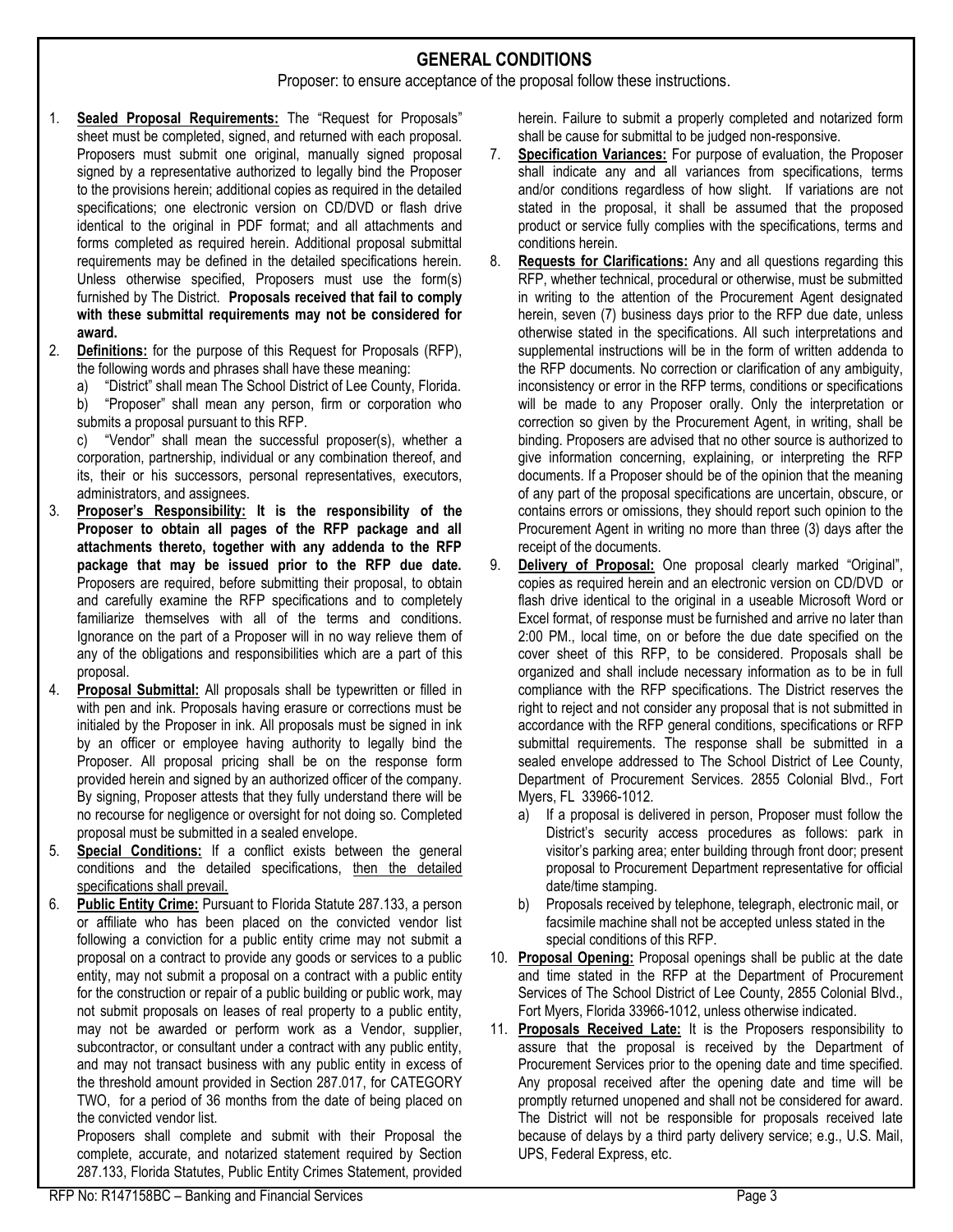# GENERAL CONDITIONS

Proposer: to ensure acceptance of the proposal follow these instructions.

1. **Sealed Proposal Requirements:** The "Request for Proposals" sheet must be completed, signed, and returned with each proposal. Proposers must submit one original, manually signed proposal signed by a representative authorized to legally bind the Proposer to the provisions herein; additional copies as required in the detailed specifications; one electronic version on CD/DVD or flash drive identical to the original in PDF format; and all attachments and forms completed as required herein. Additional proposal submittal requirements may be defined in the detailed specifications herein. Unless otherwise specified, Proposers must use the form(s) furnished by The District. **Proposals received that fail to comply with these submittal requirements may not be considered for award.**
2. **Definitions:** for the purpose of this Request for Proposals (RFP), the following words and phrases shall have these meaning:
   a) "District" shall mean The School District of Lee County, Florida.
   b) "Proposer" shall mean any person, firm or corporation who submits a proposal pursuant to this RFP.
   c) "Vendor" shall mean the successful proposer(s), whether a corporation, partnership, individual or any combination thereof, and its, their or his successors, personal representatives, executors, administrators, and assignees.
3. **Proposer's Responsibility: It is the responsibility of the Proposer to obtain all pages of the RFP package and all attachments thereto, together with any addenda to the RFP package that may be issued prior to the RFP due date.** Proposers are required, before submitting their proposal, to obtain and carefully examine the RFP specifications and to completely familiarize themselves with all of the terms and conditions. Ignorance on the part of a Proposer will in no way relieve them of any of the obligations and responsibilities which are a part of this proposal.
4. **Proposal Submittal:** All proposals shall be typewritten or filled in with pen and ink. Proposals having erasure or corrections must be initialed by the Proposer in ink. All proposals must be signed in ink by an officer or employee having authority to legally bind the Proposer. All proposal pricing shall be on the response form provided herein and signed by an authorized officer of the company. By signing, Proposer attests that they fully understand there will be no recourse for negligence or oversight for not doing so. Completed proposal must be submitted in a sealed envelope.
5. **Special Conditions:** If a conflict exists between the general conditions and the detailed specifications, <u>then the detailed specifications shall prevail.</u>
6. **Public Entity Crime:** Pursuant to Florida Statute 287.133, a person or affiliate who has been placed on the convicted vendor list following a conviction for a public entity crime may not submit a proposal on a contract to provide any goods or services to a public entity, may not submit a proposal on a contract with a public entity for the construction or repair of a public building or public work, may not submit proposals on leases of real property to a public entity, may not be awarded or perform work as a Vendor, supplier, subcontractor, or consultant under a contract with any public entity, and may not transact business with any public entity in excess of the threshold amount provided in Section 287.017, for CATEGORY TWO, for a period of 36 months from the date of being placed on the convicted vendor list.
   
   Proposers shall complete and submit with their Proposal the complete, accurate, and notarized statement required by Section 287.133, Florida Statutes, Public Entity Crimes Statement, provided herein. Failure to submit a properly completed and notarized form shall be cause for submittal to be judged non-responsive.
7. **Specification Variances:** For purpose of evaluation, the Proposer shall indicate any and all variances from specifications, terms and/or conditions regardless of how slight. If variations are not stated in the proposal, it shall be assumed that the proposed product or service fully complies with the specifications, terms and conditions herein.
8. **Requests for Clarifications:** Any and all questions regarding this RFP, whether technical, procedural or otherwise, must be submitted in writing to the attention of the Procurement Agent designated herein, seven (7) business days prior to the RFP due date, unless otherwise stated in the specifications. All such interpretations and supplemental instructions will be in the form of written addenda to the RFP documents. No correction or clarification of any ambiguity, inconsistency or error in the RFP terms, conditions or specifications will be made to any Proposer orally. Only the interpretation or correction so given by the Procurement Agent, in writing, shall be binding. Proposers are advised that no other source is authorized to give information concerning, explaining, or interpreting the RFP documents. If a Proposer should be of the opinion that the meaning of any part of the proposal specifications are uncertain, obscure, or contains errors or omissions, they should report such opinion to the Procurement Agent in writing no more than three (3) days after the receipt of the documents.
9. **Delivery of Proposal:** One proposal clearly marked "Original", copies as required herein and an electronic version on CD/DVD or flash drive identical to the original in a useable Microsoft Word or Excel format, of response must be furnished and arrive no later than 2:00 PM., local time, on or before the due date specified on the cover sheet of this RFP, to be considered. Proposals shall be organized and shall include necessary information as to be in full compliance with the RFP specifications. The District reserves the right to reject and not consider any proposal that is not submitted in accordance with the RFP general conditions, specifications or RFP submittal requirements. The response shall be submitted in a sealed envelope addressed to The School District of Lee County, Department of Procurement Services. 2855 Colonial Blvd., Fort Myers, FL 33966-1012.
   a) If a proposal is delivered in person, Proposer must follow the District's security access procedures as follows: park in visitor's parking area; enter building through front door; present proposal to Procurement Department representative for official date/time stamping.
   b) Proposals received by telephone, telegraph, electronic mail, or facsimile machine shall not be accepted unless stated in the special conditions of this RFP.
10. **Proposal Opening:** Proposal openings shall be public at the date and time stated in the RFP at the Department of Procurement Services of The School District of Lee County, 2855 Colonial Blvd., Fort Myers, Florida 33966-1012, unless otherwise indicated.
11. **Proposals Received Late:** It is the Proposers responsibility to assure that the proposal is received by the Department of Procurement Services prior to the opening date and time specified. Any proposal received after the opening date and time will be promptly returned unopened and shall not be considered for award. The District will not be responsible for proposals received late because of delays by a third party delivery service; e.g., U.S. Mail, UPS, Federal Express, etc.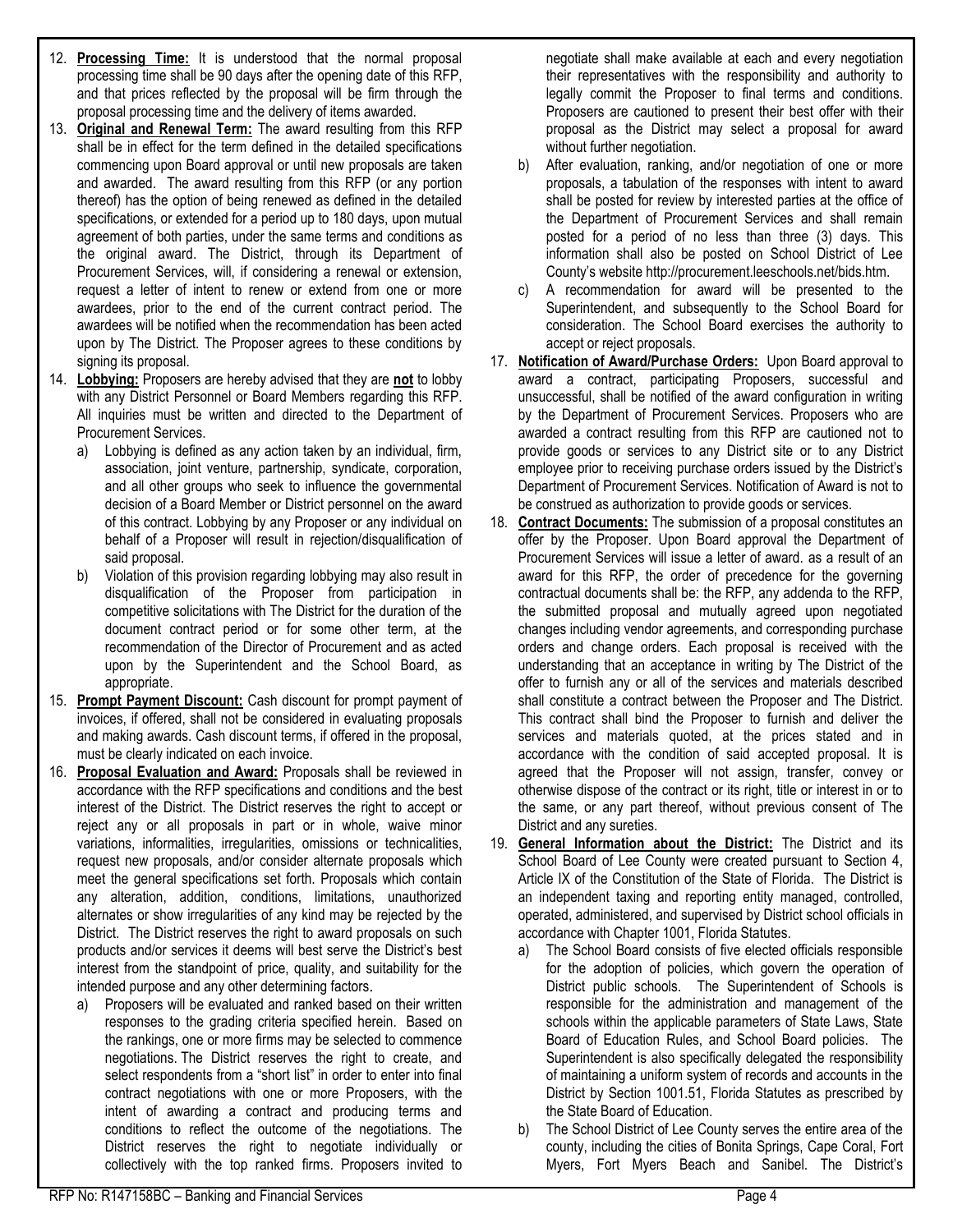12. **Processing Time:** It is understood that the normal proposal processing time shall be 90 days after the opening date of this RFP, and that prices reflected by the proposal will be firm through the proposal processing time and the delivery of items awarded.
13. **Original and Renewal Term:** The award resulting from this RFP shall be in effect for the term defined in the detailed specifications commencing upon Board approval or until new proposals are taken and awarded. The award resulting from this RFP (or any portion thereof) has the option of being renewed as defined in the detailed specifications, or extended for a period up to 180 days, upon mutual agreement of both parties, under the same terms and conditions as the original award. The District, through its Department of Procurement Services, will, if considering a renewal or extension, request a letter of intent to renew or extend from one or more awardees, prior to the end of the current contract period. The awardees will be notified when the recommendation has been acted upon by The District. The Proposer agrees to these conditions by signing its proposal.
14. **Lobbying:** Proposers are hereby advised that they are **not** to lobby with any District Personnel or Board Members regarding this RFP. All inquiries must be written and directed to the Department of Procurement Services.
    a) Lobbying is defined as any action taken by an individual, firm, association, joint venture, partnership, syndicate, corporation, and all other groups who seek to influence the governmental decision of a Board Member or District personnel on the award of this contract. Lobbying by any Proposer or any individual on behalf of a Proposer will result in rejection/disqualification of said proposal.
    b) Violation of this provision regarding lobbying may also result in disqualification of the Proposer from participation in competitive solicitations with The District for the duration of the document contract period or for some other term, at the recommendation of the Director of Procurement and as acted upon by the Superintendent and the School Board, as appropriate.
15. **Prompt Payment Discount:** Cash discount for prompt payment of invoices, if offered, shall not be considered in evaluating proposals and making awards. Cash discount terms, if offered in the proposal, must be clearly indicated on each invoice.
16. **Proposal Evaluation and Award:** Proposals shall be reviewed in accordance with the RFP specifications and conditions and the best interest of the District. The District reserves the right to accept or reject any or all proposals in part or in whole, waive minor variations, informalities, irregularities, omissions or technicalities, request new proposals, and/or consider alternate proposals which meet the general specifications set forth. Proposals which contain any alteration, addition, conditions, limitations, unauthorized alternates or show irregularities of any kind may be rejected by the District. The District reserves the right to award proposals on such products and/or services it deems will best serve the District's best interest from the standpoint of price, quality, and suitability for the intended purpose and any other determining factors.
    a) Proposers will be evaluated and ranked based on their written responses to the grading criteria specified herein. Based on the rankings, one or more firms may be selected to commence negotiations. The District reserves the right to create, and select respondents from a "short list" in order to enter into final contract negotiations with one or more Proposers, with the intent of awarding a contract and producing terms and conditions to reflect the outcome of the negotiations. The District reserves the right to negotiate individually or collectively with the top ranked firms. Proposers invited to negotiate shall make available at each and every negotiation their representatives with the responsibility and authority to legally commit the Proposer to final terms and conditions. Proposers are cautioned to present their best offer with their proposal as the District may select a proposal for award without further negotiation.
    b) After evaluation, ranking, and/or negotiation of one or more proposals, a tabulation of the responses with intent to award shall be posted for review by interested parties at the office of the Department of Procurement Services and shall remain posted for a period of no less than three (3) days. This information shall also be posted on School District of Lee County's website http://procurement.leeschools.net/bids.htm.
    c) A recommendation for award will be presented to the Superintendent, and subsequently to the School Board for consideration. The School Board exercises the authority to accept or reject proposals.
17. **Notification of Award/Purchase Orders:** Upon Board approval to award a contract, participating Proposers, successful and unsuccessful, shall be notified of the award configuration in writing by the Department of Procurement Services. Proposers who are awarded a contract resulting from this RFP are cautioned not to provide goods or services to any District site or to any District employee prior to receiving purchase orders issued by the District's Department of Procurement Services. Notification of Award is not to be construed as authorization to provide goods or services.
18. **Contract Documents:** The submission of a proposal constitutes an offer by the Proposer. Upon Board approval the Department of Procurement Services will issue a letter of award. as a result of an award for this RFP, the order of precedence for the governing contractual documents shall be: the RFP, any addenda to the RFP, the submitted proposal and mutually agreed upon negotiated changes including vendor agreements, and corresponding purchase orders and change orders. Each proposal is received with the understanding that an acceptance in writing by The District of the offer to furnish any or all of the services and materials described shall constitute a contract between the Proposer and The District. This contract shall bind the Proposer to furnish and deliver the services and materials quoted, at the prices stated and in accordance with the condition of said accepted proposal. It is agreed that the Proposer will not assign, transfer, convey or otherwise dispose of the contract or its right, title or interest in or to the same, or any part thereof, without previous consent of The District and any sureties.
19. **General Information about the District:** The District and its School Board of Lee County were created pursuant to Section 4, Article IX of the Constitution of the State of Florida. The District is an independent taxing and reporting entity managed, controlled, operated, administered, and supervised by District school officials in accordance with Chapter 1001, Florida Statutes.
    a) The School Board consists of five elected officials responsible for the adoption of policies, which govern the operation of District public schools. The Superintendent of Schools is responsible for the administration and management of the schools within the applicable parameters of State Laws, State Board of Education Rules, and School Board policies. The Superintendent is also specifically delegated the responsibility of maintaining a uniform system of records and accounts in the District by Section 1001.51, Florida Statutes as prescribed by the State Board of Education.
    b) The School District of Lee County serves the entire area of the county, including the cities of Bonita Springs, Cape Coral, Fort Myers, Fort Myers Beach and Sanibel. The District's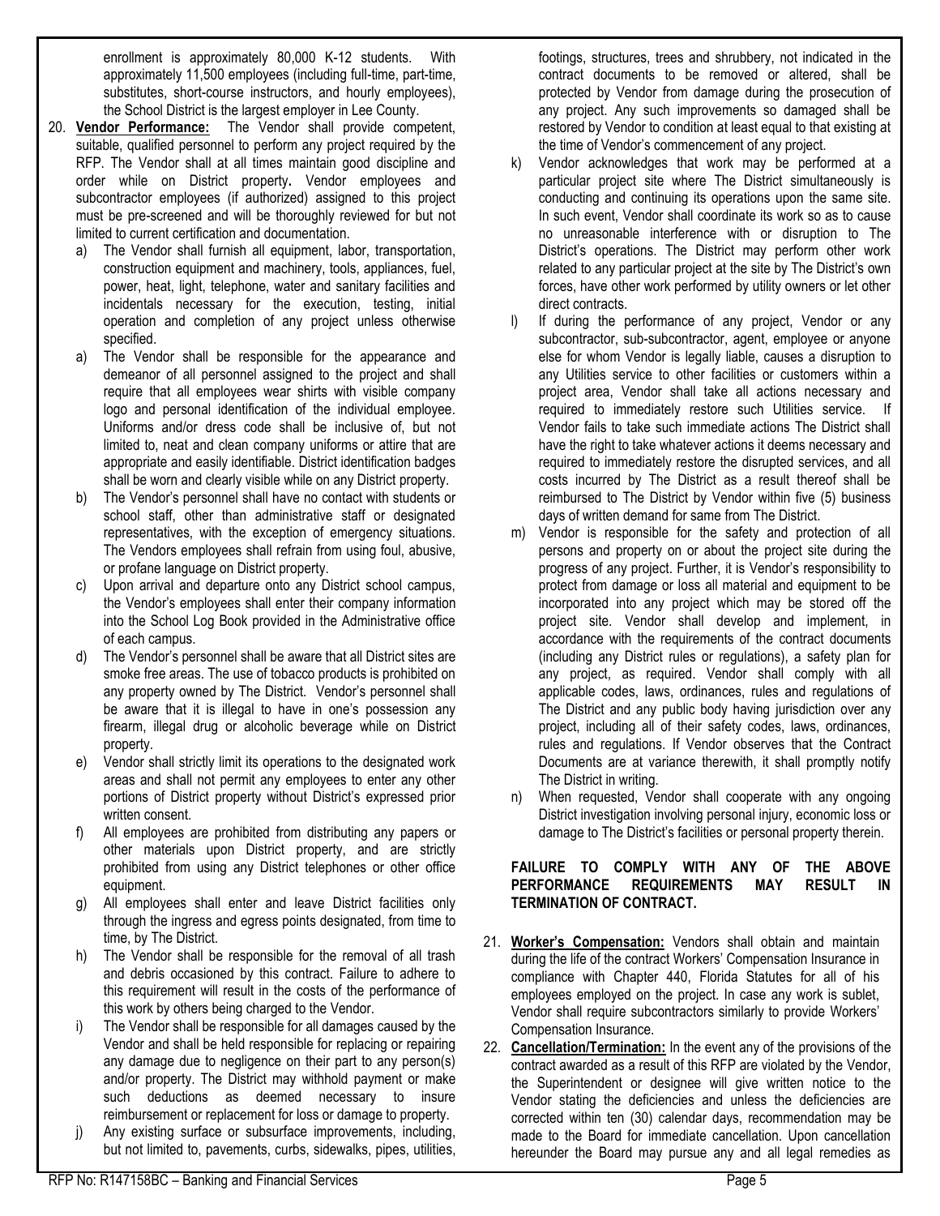enrollment is approximately 80,000 K-12 students. With approximately 11,500 employees (including full-time, part-time, substitutes, short-course instructors, and hourly employees), the School District is the largest employer in Lee County.

20. **Vendor Performance:** The Vendor shall provide competent, suitable, qualified personnel to perform any project required by the RFP. The Vendor shall at all times maintain good discipline and order while on District property**.** Vendor employees and subcontractor employees (if authorized) assigned to this project must be pre-screened and will be thoroughly reviewed for but not limited to current certification and documentation.
    a) The Vendor shall furnish all equipment, labor, transportation, construction equipment and machinery, tools, appliances, fuel, power, heat, light, telephone, water and sanitary facilities and incidentals necessary for the execution, testing, initial operation and completion of any project unless otherwise specified.
    a) The Vendor shall be responsible for the appearance and demeanor of all personnel assigned to the project and shall require that all employees wear shirts with visible company logo and personal identification of the individual employee. Uniforms and/or dress code shall be inclusive of, but not limited to, neat and clean company uniforms or attire that are appropriate and easily identifiable. District identification badges shall be worn and clearly visible while on any District property.
    b) The Vendor's personnel shall have no contact with students or school staff, other than administrative staff or designated representatives, with the exception of emergency situations. The Vendors employees shall refrain from using foul, abusive, or profane language on District property.
    c) Upon arrival and departure onto any District school campus, the Vendor's employees shall enter their company information into the School Log Book provided in the Administrative office of each campus.
    d) The Vendor's personnel shall be aware that all District sites are smoke free areas. The use of tobacco products is prohibited on any property owned by The District. Vendor's personnel shall be aware that it is illegal to have in one's possession any firearm, illegal drug or alcoholic beverage while on District property.
    e) Vendor shall strictly limit its operations to the designated work areas and shall not permit any employees to enter any other portions of District property without District's expressed prior written consent.
    f) All employees are prohibited from distributing any papers or other materials upon District property, and are strictly prohibited from using any District telephones or other office equipment.
    g) All employees shall enter and leave District facilities only through the ingress and egress points designated, from time to time, by The District.
    h) The Vendor shall be responsible for the removal of all trash and debris occasioned by this contract. Failure to adhere to this requirement will result in the costs of the performance of this work by others being charged to the Vendor.
    i) The Vendor shall be responsible for all damages caused by the Vendor and shall be held responsible for replacing or repairing any damage due to negligence on their part to any person(s) and/or property. The District may withhold payment or make such deductions as deemed necessary to insure reimbursement or replacement for loss or damage to property.
    j) Any existing surface or subsurface improvements, including, but not limited to, pavements, curbs, sidewalks, pipes, utilities, footings, structures, trees and shrubbery, not indicated in the contract documents to be removed or altered, shall be protected by Vendor from damage during the prosecution of any project. Any such improvements so damaged shall be restored by Vendor to condition at least equal to that existing at the time of Vendor's commencement of any project.
    k) Vendor acknowledges that work may be performed at a particular project site where The District simultaneously is conducting and continuing its operations upon the same site. In such event, Vendor shall coordinate its work so as to cause no unreasonable interference with or disruption to The District's operations. The District may perform other work related to any particular project at the site by The District's own forces, have other work performed by utility owners or let other direct contracts.
    l) If during the performance of any project, Vendor or any subcontractor, sub-subcontractor, agent, employee or anyone else for whom Vendor is legally liable, causes a disruption to any Utilities service to other facilities or customers within a project area, Vendor shall take all actions necessary and required to immediately restore such Utilities service. If Vendor fails to take such immediate actions The District shall have the right to take whatever actions it deems necessary and required to immediately restore the disrupted services, and all costs incurred by The District as a result thereof shall be reimbursed to The District by Vendor within five (5) business days of written demand for same from The District.
    m) Vendor is responsible for the safety and protection of all persons and property on or about the project site during the progress of any project. Further, it is Vendor's responsibility to protect from damage or loss all material and equipment to be incorporated into any project which may be stored off the project site. Vendor shall develop and implement, in accordance with the requirements of the contract documents (including any District rules or regulations), a safety plan for any project, as required. Vendor shall comply with all applicable codes, laws, ordinances, rules and regulations of The District and any public body having jurisdiction over any project, including all of their safety codes, laws, ordinances, rules and regulations. If Vendor observes that the Contract Documents are at variance therewith, it shall promptly notify The District in writing.
    n) When requested, Vendor shall cooperate with any ongoing District investigation involving personal injury, economic loss or damage to The District's facilities or personal property therein.

    **FAILURE TO COMPLY WITH ANY OF THE ABOVE PERFORMANCE REQUIREMENTS MAY RESULT IN TERMINATION OF CONTRACT.**

21. **Worker's Compensation:** Vendors shall obtain and maintain during the life of the contract Workers' Compensation Insurance in compliance with Chapter 440, Florida Statutes for all of his employees employed on the project. In case any work is sublet, Vendor shall require subcontractors similarly to provide Workers' Compensation Insurance.
22. **Cancellation/Termination:** In the event any of the provisions of the contract awarded as a result of this RFP are violated by the Vendor, the Superintendent or designee will give written notice to the Vendor stating the deficiencies and unless the deficiencies are corrected within ten (30) calendar days, recommendation may be made to the Board for immediate cancellation. Upon cancellation hereunder the Board may pursue any and all legal remedies as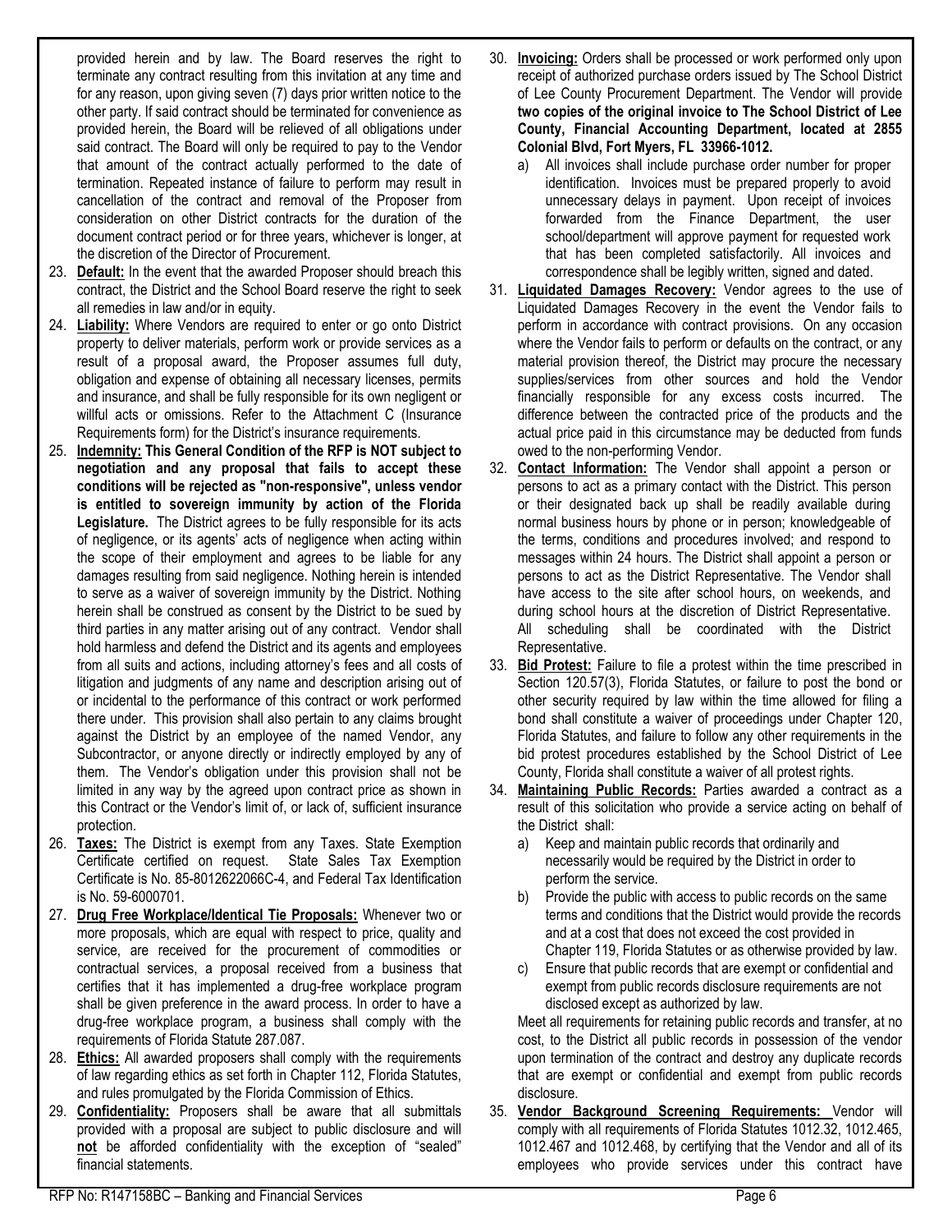provided herein and by law. The Board reserves the right to terminate any contract resulting from this invitation at any time and for any reason, upon giving seven (7) days prior written notice to the other party. If said contract should be terminated for convenience as provided herein, the Board will be relieved of all obligations under said contract. The Board will only be required to pay to the Vendor that amount of the contract actually performed to the date of termination. Repeated instance of failure to perform may result in cancellation of the contract and removal of the Proposer from consideration on other District contracts for the duration of the document contract period or for three years, whichever is longer, at the discretion of the Director of Procurement.

23. **Default:** In the event that the awarded Proposer should breach this contract, the District and the School Board reserve the right to seek all remedies in law and/or in equity.
24. **Liability:** Where Vendors are required to enter or go onto District property to deliver materials, perform work or provide services as a result of a proposal award, the Proposer assumes full duty, obligation and expense of obtaining all necessary licenses, permits and insurance, and shall be fully responsible for its own negligent or willful acts or omissions. Refer to the Attachment C (Insurance Requirements form) for the District's insurance requirements.
25. **Indemnity: This General Condition of the RFP is NOT subject to negotiation and any proposal that fails to accept these conditions will be rejected as "non-responsive", unless vendor is entitled to sovereign immunity by action of the Florida Legislature.** The District agrees to be fully responsible for its acts of negligence, or its agents' acts of negligence when acting within the scope of their employment and agrees to be liable for any damages resulting from said negligence. Nothing herein is intended to serve as a waiver of sovereign immunity by the District. Nothing herein shall be construed as consent by the District to be sued by third parties in any matter arising out of any contract. Vendor shall hold harmless and defend the District and its agents and employees from all suits and actions, including attorney's fees and all costs of litigation and judgments of any name and description arising out of or incidental to the performance of this contract or work performed there under. This provision shall also pertain to any claims brought against the District by an employee of the named Vendor, any Subcontractor, or anyone directly or indirectly employed by any of them. The Vendor's obligation under this provision shall not be limited in any way by the agreed upon contract price as shown in this Contract or the Vendor's limit of, or lack of, sufficient insurance protection.
26. **Taxes:** The District is exempt from any Taxes. State Exemption Certificate certified on request. State Sales Tax Exemption Certificate is No. 85-8012622066C-4, and Federal Tax Identification is No. 59-6000701.
27. **Drug Free Workplace/Identical Tie Proposals:** Whenever two or more proposals, which are equal with respect to price, quality and service, are received for the procurement of commodities or contractual services, a proposal received from a business that certifies that it has implemented a drug-free workplace program shall be given preference in the award process. In order to have a drug-free workplace program, a business shall comply with the requirements of Florida Statute 287.087.
28. **Ethics:** All awarded proposers shall comply with the requirements of law regarding ethics as set forth in Chapter 112, Florida Statutes, and rules promulgated by the Florida Commission of Ethics.
29. **Confidentiality:** Proposers shall be aware that all submittals provided with a proposal are subject to public disclosure and will **not** be afforded confidentiality with the exception of "sealed" financial statements.
30. **Invoicing:** Orders shall be processed or work performed only upon receipt of authorized purchase orders issued by The School District of Lee County Procurement Department. The Vendor will provide **two copies of the original invoice to The School District of Lee County, Financial Accounting Department, located at 2855 Colonial Blvd, Fort Myers, FL 33966-1012.**
    a) All invoices shall include purchase order number for proper identification. Invoices must be prepared properly to avoid unnecessary delays in payment. Upon receipt of invoices forwarded from the Finance Department, the user school/department will approve payment for requested work that has been completed satisfactorily. All invoices and correspondence shall be legibly written, signed and dated.
31. **Liquidated Damages Recovery:** Vendor agrees to the use of Liquidated Damages Recovery in the event the Vendor fails to perform in accordance with contract provisions. On any occasion where the Vendor fails to perform or defaults on the contract, or any material provision thereof, the District may procure the necessary supplies/services from other sources and hold the Vendor financially responsible for any excess costs incurred. The difference between the contracted price of the products and the actual price paid in this circumstance may be deducted from funds owed to the non-performing Vendor.
32. **Contact Information:** The Vendor shall appoint a person or persons to act as a primary contact with the District. This person or their designated back up shall be readily available during normal business hours by phone or in person; knowledgeable of the terms, conditions and procedures involved; and respond to messages within 24 hours. The District shall appoint a person or persons to act as the District Representative. The Vendor shall have access to the site after school hours, on weekends, and during school hours at the discretion of District Representative. All scheduling shall be coordinated with the District Representative.
33. **Bid Protest:** Failure to file a protest within the time prescribed in Section 120.57(3), Florida Statutes, or failure to post the bond or other security required by law within the time allowed for filing a bond shall constitute a waiver of proceedings under Chapter 120, Florida Statutes, and failure to follow any other requirements in the bid protest procedures established by the School District of Lee County, Florida shall constitute a waiver of all protest rights.
34. **Maintaining Public Records:** Parties awarded a contract as a result of this solicitation who provide a service acting on behalf of the District shall:
    a) Keep and maintain public records that ordinarily and necessarily would be required by the District in order to perform the service.
    b) Provide the public with access to public records on the same terms and conditions that the District would provide the records and at a cost that does not exceed the cost provided in Chapter 119, Florida Statutes or as otherwise provided by law.
    c) Ensure that public records that are exempt or confidential and exempt from public records disclosure requirements are not disclosed except as authorized by law.

    Meet all requirements for retaining public records and transfer, at no cost, to the District all public records in possession of the vendor upon termination of the contract and destroy any duplicate records that are exempt or confidential and exempt from public records disclosure.
35. **Vendor Background Screening Requirements:** Vendor will comply with all requirements of Florida Statutes 1012.32, 1012.465, 1012.467 and 1012.468, by certifying that the Vendor and all of its employees who provide services under this contract have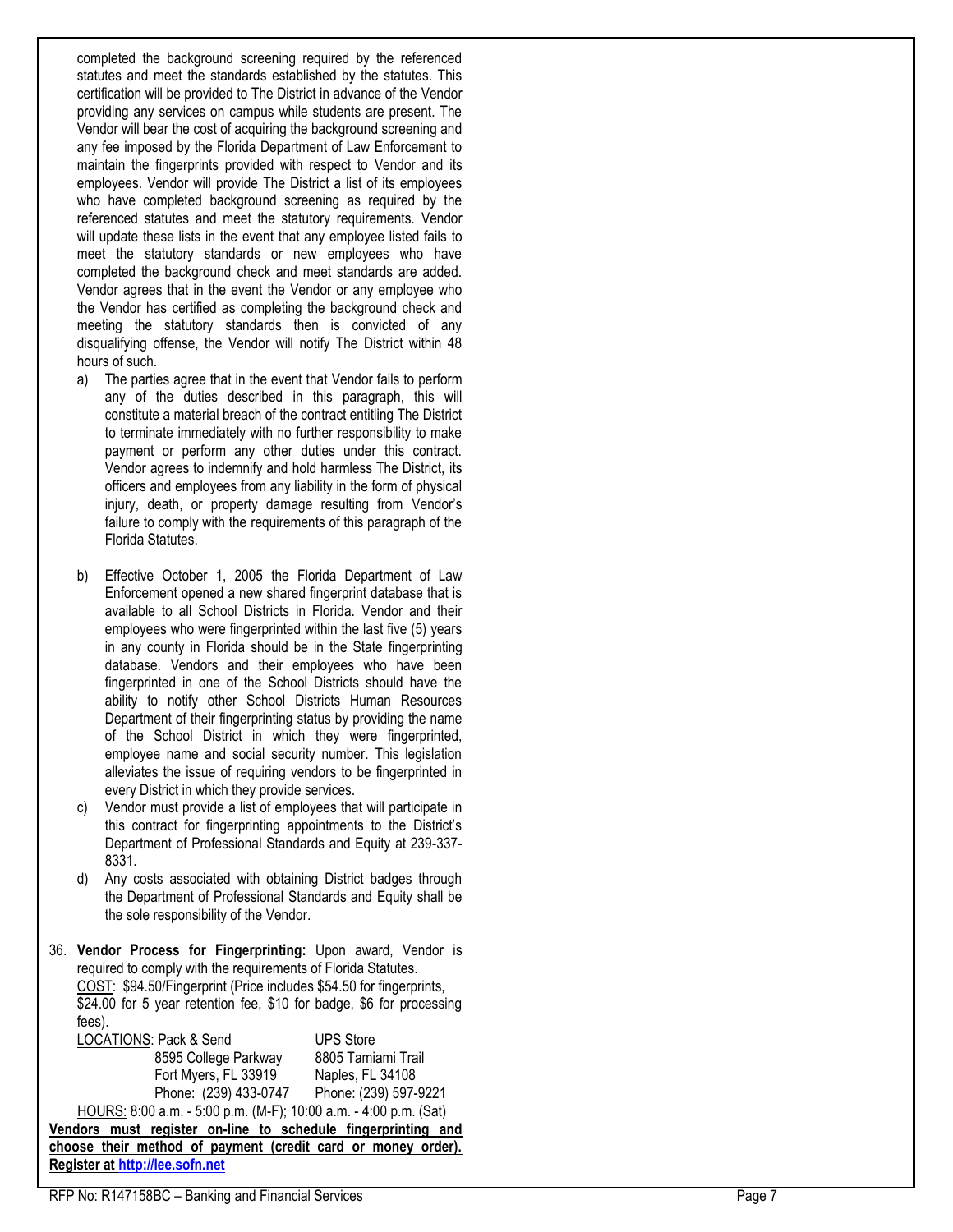completed the background screening required by the referenced statutes and meet the standards established by the statutes. This certification will be provided to The District in advance of the Vendor providing any services on campus while students are present. The Vendor will bear the cost of acquiring the background screening and any fee imposed by the Florida Department of Law Enforcement to maintain the fingerprints provided with respect to Vendor and its employees. Vendor will provide The District a list of its employees who have completed background screening as required by the referenced statutes and meet the statutory requirements. Vendor will update these lists in the event that any employee listed fails to meet the statutory standards or new employees who have completed the background check and meet standards are added. Vendor agrees that in the event the Vendor or any employee who the Vendor has certified as completing the background check and meeting the statutory standards then is convicted of any disqualifying offense, the Vendor will notify The District within 48 hours of such.

a) The parties agree that in the event that Vendor fails to perform any of the duties described in this paragraph, this will constitute a material breach of the contract entitling The District to terminate immediately with no further responsibility to make payment or perform any other duties under this contract. Vendor agrees to indemnify and hold harmless The District, its officers and employees from any liability in the form of physical injury, death, or property damage resulting from Vendor's failure to comply with the requirements of this paragraph of the Florida Statutes.

b) Effective October 1, 2005 the Florida Department of Law Enforcement opened a new shared fingerprint database that is available to all School Districts in Florida. Vendor and their employees who were fingerprinted within the last five (5) years in any county in Florida should be in the State fingerprinting database. Vendors and their employees who have been fingerprinted in one of the School Districts should have the ability to notify other School Districts Human Resources Department of their fingerprinting status by providing the name of the School District in which they were fingerprinted, employee name and social security number. This legislation alleviates the issue of requiring vendors to be fingerprinted in every District in which they provide services.

c) Vendor must provide a list of employees that will participate in this contract for fingerprinting appointments to the District's Department of Professional Standards and Equity at 239-337-8331.

d) Any costs associated with obtaining District badges through the Department of Professional Standards and Equity shall be the sole responsibility of the Vendor.

36. **Vendor Process for Fingerprinting:** Upon award, Vendor is required to comply with the requirements of Florida Statutes.
COST: $94.50/Fingerprint (Price includes $54.50 for fingerprints, $24.00 for 5 year retention fee, $10 for badge, $6 for processing fees).

LOCATIONS:

| | |
|---|---|
| Pack & Send | UPS Store |
| 8595 College Parkway | 8805 Tamiami Trail |
| Fort Myers, FL 33919 | Naples, FL 34108 |
| Phone: (239) 433-0747 | Phone: (239) 597-9221 |

HOURS: 8:00 a.m. - 5:00 p.m. (M-F); 10:00 a.m. - 4:00 p.m. (Sat)

**Vendors must register on-line to schedule fingerprinting and choose their method of payment (credit card or money order). Register at http://lee.sofn.net**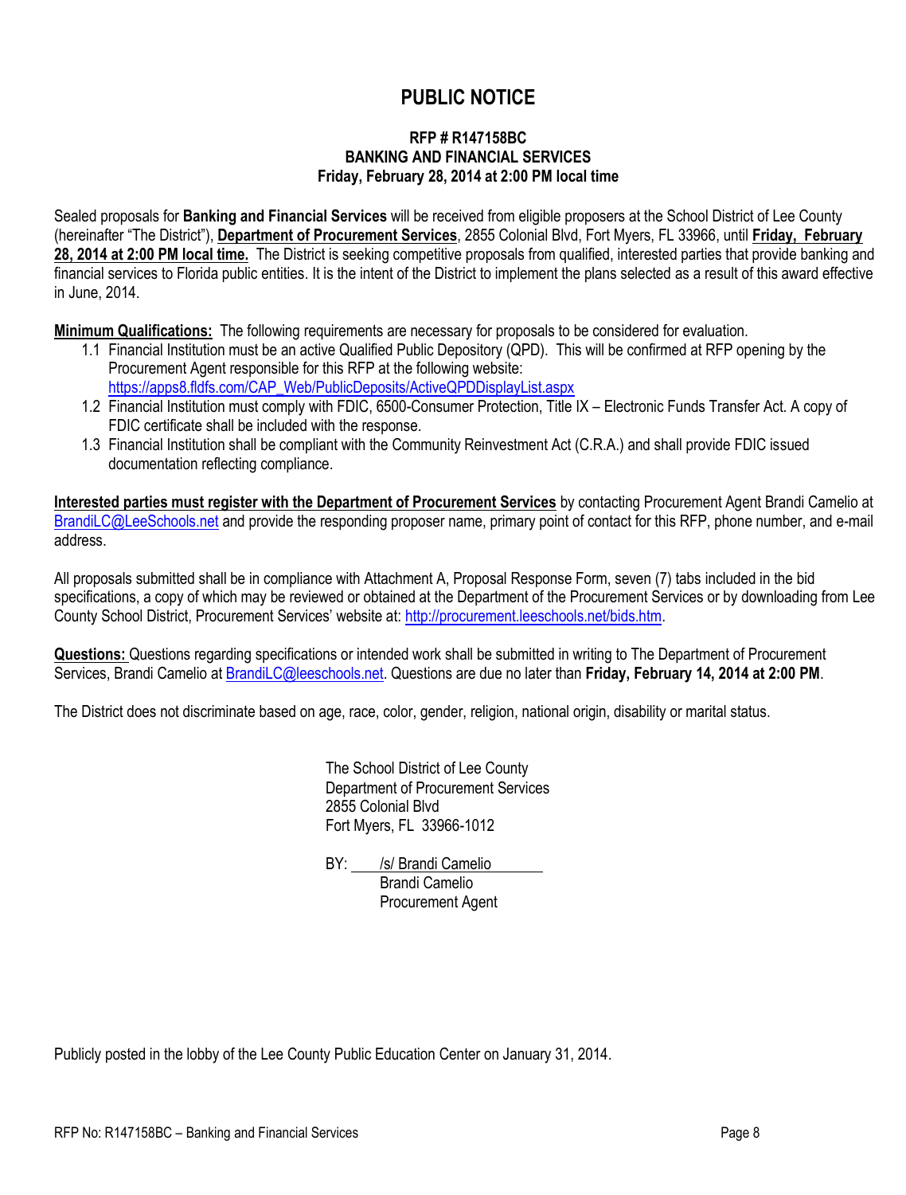# PUBLIC NOTICE

**RFP # R147158BC**
**BANKING AND FINANCIAL SERVICES**
**Friday, February 28, 2014 at 2:00 PM local time**

Sealed proposals for **Banking and Financial Services** will be received from eligible proposers at the School District of Lee County (hereinafter "The District"), **Department of Procurement Services**, 2855 Colonial Blvd, Fort Myers, FL 33966, until **Friday, February 28, 2014 at 2:00 PM local time.** The District is seeking competitive proposals from qualified, interested parties that provide banking and financial services to Florida public entities. It is the intent of the District to implement the plans selected as a result of this award effective in June, 2014.

**Minimum Qualifications:** The following requirements are necessary for proposals to be considered for evaluation.

1.1 Financial Institution must be an active Qualified Public Depository (QPD). This will be confirmed at RFP opening by the Procurement Agent responsible for this RFP at the following website: https://apps8.fldfs.com/CAP_Web/PublicDeposits/ActiveQPDDisplayList.aspx

1.2 Financial Institution must comply with FDIC, 6500-Consumer Protection, Title IX – Electronic Funds Transfer Act. A copy of FDIC certificate shall be included with the response.

1.3 Financial Institution shall be compliant with the Community Reinvestment Act (C.R.A.) and shall provide FDIC issued documentation reflecting compliance.

**Interested parties must register with the Department of Procurement Services** by contacting Procurement Agent Brandi Camelio at BrandiLC@LeeSchools.net and provide the responding proposer name, primary point of contact for this RFP, phone number, and e-mail address.

All proposals submitted shall be in compliance with Attachment A, Proposal Response Form, seven (7) tabs included in the bid specifications, a copy of which may be reviewed or obtained at the Department of the Procurement Services or by downloading from Lee County School District, Procurement Services' website at: http://procurement.leeschools.net/bids.htm.

**Questions:** Questions regarding specifications or intended work shall be submitted in writing to The Department of Procurement Services, Brandi Camelio at BrandiLC@leeschools.net. Questions are due no later than **Friday, February 14, 2014 at 2:00 PM**.

The District does not discriminate based on age, race, color, gender, religion, national origin, disability or marital status.

The School District of Lee County
Department of Procurement Services
2855 Colonial Blvd
Fort Myers, FL 33966-1012

BY: /s/ Brandi Camelio
Brandi Camelio
Procurement Agent

Publicly posted in the lobby of the Lee County Public Education Center on January 31, 2014.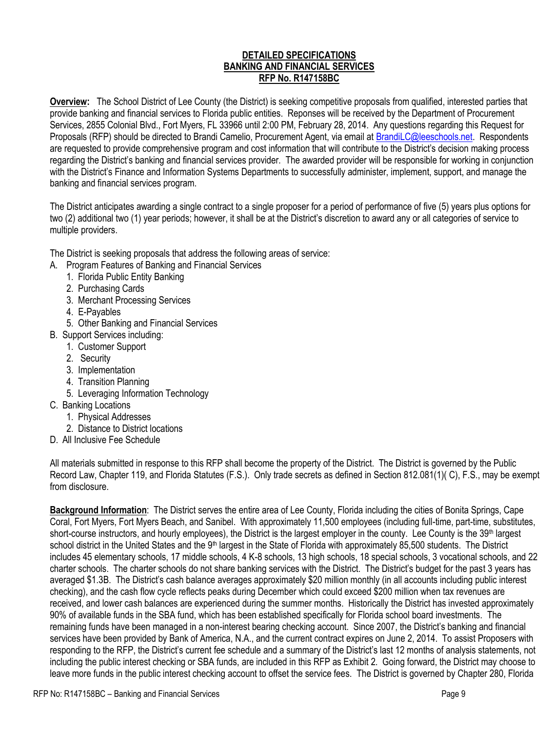**DETAILED SPECIFICATIONS**
**BANKING AND FINANCIAL SERVICES**
**RFP No. R147158BC**

**Overview:** The School District of Lee County (the District) is seeking competitive proposals from qualified, interested parties that provide banking and financial services to Florida public entities. Reponses will be received by the Department of Procurement Services, 2855 Colonial Blvd., Fort Myers, FL 33966 until 2:00 PM, February 28, 2014. Any questions regarding this Request for Proposals (RFP) should be directed to Brandi Camelio, Procurement Agent, via email at BrandiLC@leeschools.net. Respondents are requested to provide comprehensive program and cost information that will contribute to the District's decision making process regarding the District's banking and financial services provider. The awarded provider will be responsible for working in conjunction with the District's Finance and Information Systems Departments to successfully administer, implement, support, and manage the banking and financial services program.

The District anticipates awarding a single contract to a single proposer for a period of performance of five (5) years plus options for two (2) additional two (1) year periods; however, it shall be at the District's discretion to award any or all categories of service to multiple providers.

The District is seeking proposals that address the following areas of service:

A. Program Features of Banking and Financial Services
   1. Florida Public Entity Banking
   2. Purchasing Cards
   3. Merchant Processing Services
   4. E-Payables
   5. Other Banking and Financial Services
B. Support Services including:
   1. Customer Support
   2. Security
   3. Implementation
   4. Transition Planning
   5. Leveraging Information Technology
C. Banking Locations
   1. Physical Addresses
   2. Distance to District locations
D. All Inclusive Fee Schedule

All materials submitted in response to this RFP shall become the property of the District. The District is governed by the Public Record Law, Chapter 119, and Florida Statutes (F.S.). Only trade secrets as defined in Section 812.081(1)( C), F.S., may be exempt from disclosure.

**Background Information**: The District serves the entire area of Lee County, Florida including the cities of Bonita Springs, Cape Coral, Fort Myers, Fort Myers Beach, and Sanibel. With approximately 11,500 employees (including full-time, part-time, substitutes, short-course instructors, and hourly employees), the District is the largest employer in the county. Lee County is the 39th largest school district in the United States and the 9th largest in the State of Florida with approximately 85,500 students. The District includes 45 elementary schools, 17 middle schools, 4 K-8 schools, 13 high schools, 18 special schools, 3 vocational schools, and 22 charter schools. The charter schools do not share banking services with the District. The District's budget for the past 3 years has averaged \$1.3B. The District's cash balance averages approximately \$20 million monthly (in all accounts including public interest checking), and the cash flow cycle reflects peaks during December which could exceed \$200 million when tax revenues are received, and lower cash balances are experienced during the summer months. Historically the District has invested approximately 90% of available funds in the SBA fund, which has been established specifically for Florida school board investments. The remaining funds have been managed in a non-interest bearing checking account. Since 2007, the District's banking and financial services have been provided by Bank of America, N.A., and the current contract expires on June 2, 2014. To assist Proposers with responding to the RFP, the District's current fee schedule and a summary of the District's last 12 months of analysis statements, not including the public interest checking or SBA funds, are included in this RFP as Exhibit 2. Going forward, the District may choose to leave more funds in the public interest checking account to offset the service fees. The District is governed by Chapter 280, Florida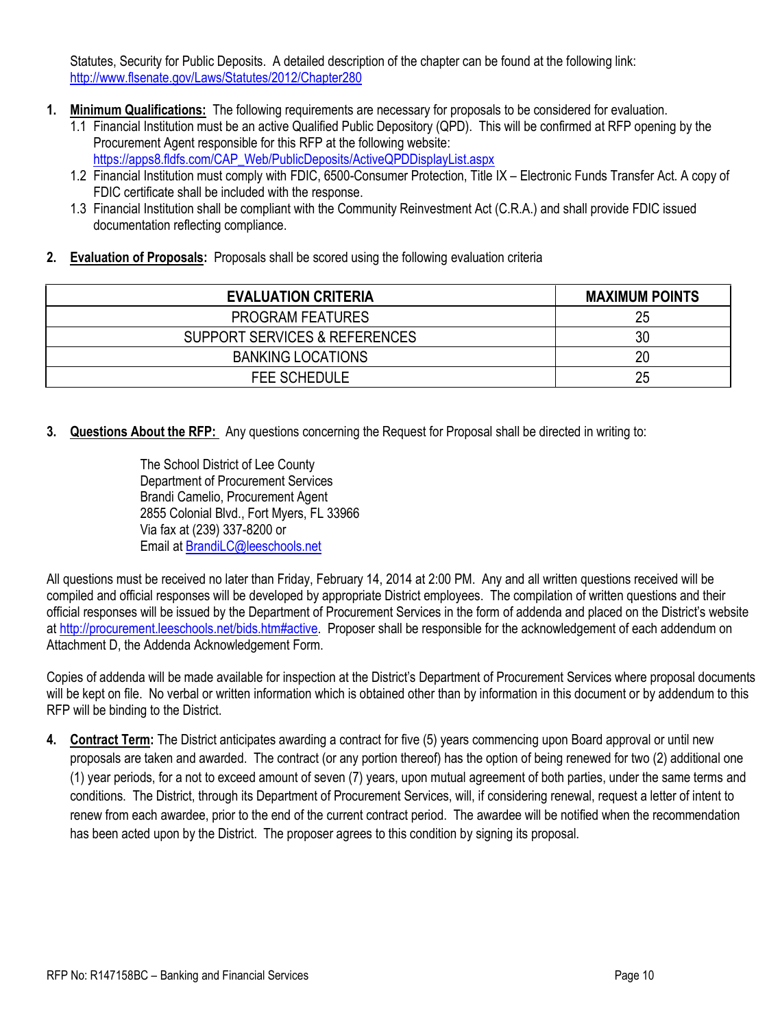Statutes, Security for Public Deposits. A detailed description of the chapter can be found at the following link: http://www.flsenate.gov/Laws/Statutes/2012/Chapter280

1. **Minimum Qualifications:** The following requirements are necessary for proposals to be considered for evaluation.
   1.1 Financial Institution must be an active Qualified Public Depository (QPD). This will be confirmed at RFP opening by the Procurement Agent responsible for this RFP at the following website: https://apps8.fldfs.com/CAP_Web/PublicDeposits/ActiveQPDDisplayList.aspx
   1.2 Financial Institution must comply with FDIC, 6500-Consumer Protection, Title IX – Electronic Funds Transfer Act. A copy of FDIC certificate shall be included with the response.
   1.3 Financial Institution shall be compliant with the Community Reinvestment Act (C.R.A.) and shall provide FDIC issued documentation reflecting compliance.

2. **Evaluation of Proposals:** Proposals shall be scored using the following evaluation criteria

| EVALUATION CRITERIA | MAXIMUM POINTS |
|---|---|
| PROGRAM FEATURES | 25 |
| SUPPORT SERVICES & REFERENCES | 30 |
| BANKING LOCATIONS | 20 |
| FEE SCHEDULE | 25 |

3. **Questions About the RFP:** Any questions concerning the Request for Proposal shall be directed in writing to:

   The School District of Lee County
   Department of Procurement Services
   Brandi Camelio, Procurement Agent
   2855 Colonial Blvd., Fort Myers, FL 33966
   Via fax at (239) 337-8200 or
   Email at BrandiLC@leeschools.net

All questions must be received no later than Friday, February 14, 2014 at 2:00 PM. Any and all written questions received will be compiled and official responses will be developed by appropriate District employees. The compilation of written questions and their official responses will be issued by the Department of Procurement Services in the form of addenda and placed on the District's website at http://procurement.leeschools.net/bids.htm#active. Proposer shall be responsible for the acknowledgement of each addendum on Attachment D, the Addenda Acknowledgement Form.

Copies of addenda will be made available for inspection at the District's Department of Procurement Services where proposal documents will be kept on file. No verbal or written information which is obtained other than by information in this document or by addendum to this RFP will be binding to the District.

4. **Contract Term:** The District anticipates awarding a contract for five (5) years commencing upon Board approval or until new proposals are taken and awarded. The contract (or any portion thereof) has the option of being renewed for two (2) additional one (1) year periods, for a not to exceed amount of seven (7) years, upon mutual agreement of both parties, under the same terms and conditions. The District, through its Department of Procurement Services, will, if considering renewal, request a letter of intent to renew from each awardee, prior to the end of the current contract period. The awardee will be notified when the recommendation has been acted upon by the District. The proposer agrees to this condition by signing its proposal.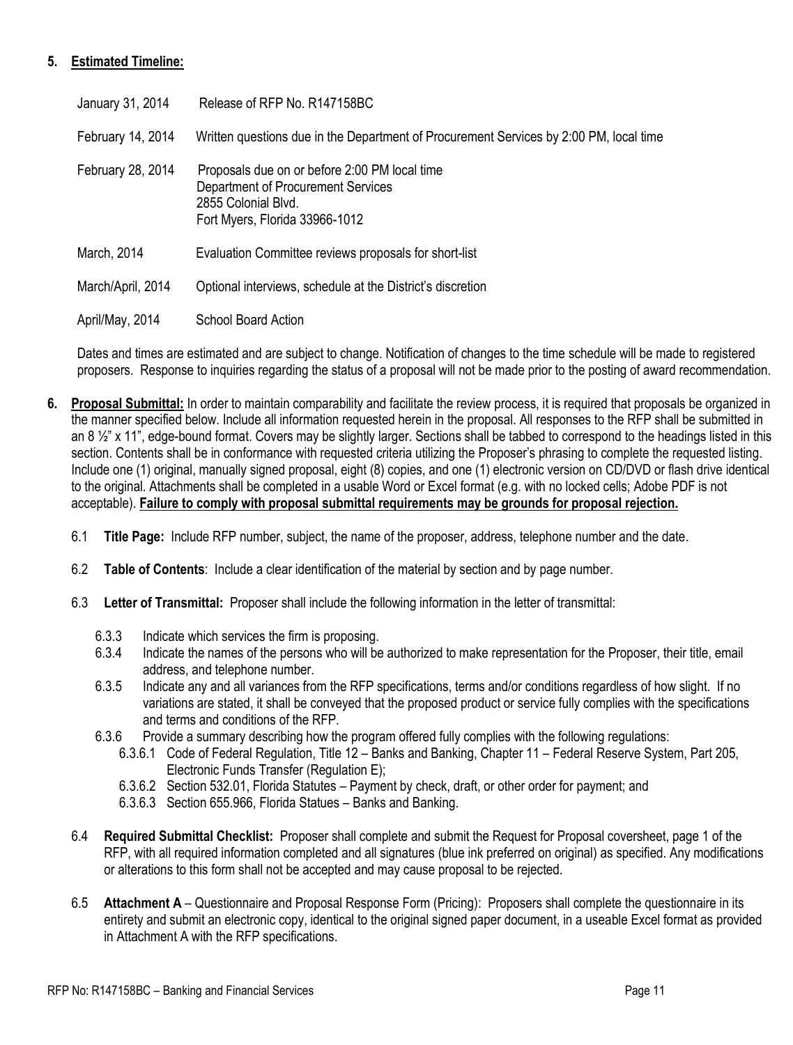**5. Estimated Timeline:**

| | |
|---|---|
| January 31, 2014 | Release of RFP No. R147158BC |
| February 14, 2014 | Written questions due in the Department of Procurement Services by 2:00 PM, local time |
| February 28, 2014 | Proposals due on or before 2:00 PM local time<br>Department of Procurement Services<br>2855 Colonial Blvd.<br>Fort Myers, Florida 33966-1012 |
| March, 2014 | Evaluation Committee reviews proposals for short-list |
| March/April, 2014 | Optional interviews, schedule at the District's discretion |
| April/May, 2014 | School Board Action |

Dates and times are estimated and are subject to change. Notification of changes to the time schedule will be made to registered proposers. Response to inquiries regarding the status of a proposal will not be made prior to the posting of award recommendation.

**6. Proposal Submittal:** In order to maintain comparability and facilitate the review process, it is required that proposals be organized in the manner specified below. Include all information requested herein in the proposal. All responses to the RFP shall be submitted in an 8 ½" x 11", edge-bound format. Covers may be slightly larger. Sections shall be tabbed to correspond to the headings listed in this section. Contents shall be in conformance with requested criteria utilizing the Proposer's phrasing to complete the requested listing. Include one (1) original, manually signed proposal, eight (8) copies, and one (1) electronic version on CD/DVD or flash drive identical to the original. Attachments shall be completed in a usable Word or Excel format (e.g. with no locked cells; Adobe PDF is not acceptable). **Failure to comply with proposal submittal requirements may be grounds for proposal rejection.**

6.1 **Title Page:** Include RFP number, subject, the name of the proposer, address, telephone number and the date.

6.2 **Table of Contents**: Include a clear identification of the material by section and by page number.

6.3 **Letter of Transmittal:** Proposer shall include the following information in the letter of transmittal:

- 6.3.3 Indicate which services the firm is proposing.
- 6.3.4 Indicate the names of the persons who will be authorized to make representation for the Proposer, their title, email address, and telephone number.
- 6.3.5 Indicate any and all variances from the RFP specifications, terms and/or conditions regardless of how slight. If no variations are stated, it shall be conveyed that the proposed product or service fully complies with the specifications and terms and conditions of the RFP.
- 6.3.6 Provide a summary describing how the program offered fully complies with the following regulations:
  - 6.3.6.1 Code of Federal Regulation, Title 12 – Banks and Banking, Chapter 11 – Federal Reserve System, Part 205, Electronic Funds Transfer (Regulation E);
  - 6.3.6.2 Section 532.01, Florida Statutes – Payment by check, draft, or other order for payment; and
  - 6.3.6.3 Section 655.966, Florida Statues – Banks and Banking.

6.4 **Required Submittal Checklist:** Proposer shall complete and submit the Request for Proposal coversheet, page 1 of the RFP, with all required information completed and all signatures (blue ink preferred on original) as specified. Any modifications or alterations to this form shall not be accepted and may cause proposal to be rejected.

6.5 **Attachment A** – Questionnaire and Proposal Response Form (Pricing): Proposers shall complete the questionnaire in its entirety and submit an electronic copy, identical to the original signed paper document, in a useable Excel format as provided in Attachment A with the RFP specifications.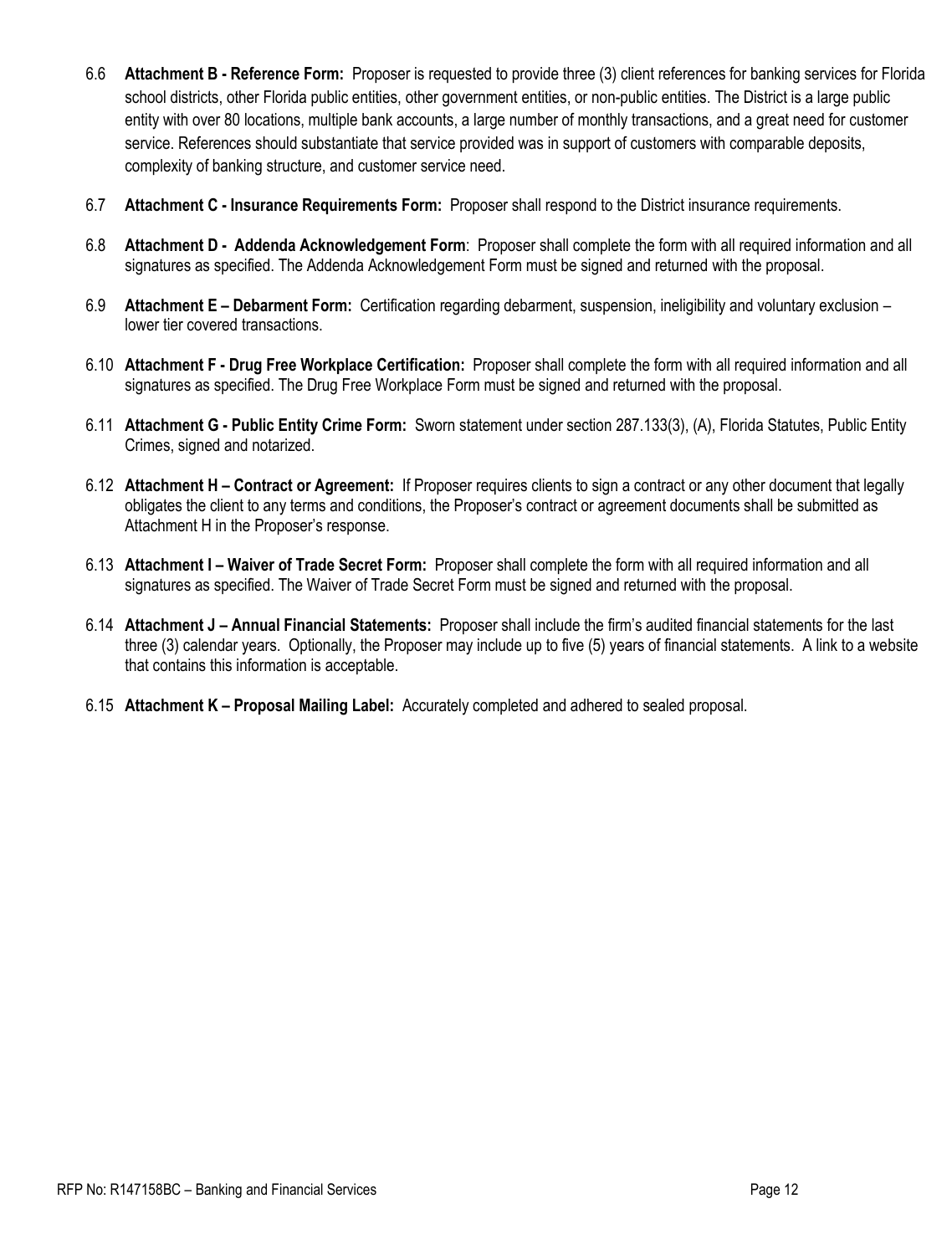6.6 **Attachment B - Reference Form:** Proposer is requested to provide three (3) client references for banking services for Florida school districts, other Florida public entities, other government entities, or non-public entities. The District is a large public entity with over 80 locations, multiple bank accounts, a large number of monthly transactions, and a great need for customer service. References should substantiate that service provided was in support of customers with comparable deposits, complexity of banking structure, and customer service need.

6.7 **Attachment C - Insurance Requirements Form:** Proposer shall respond to the District insurance requirements.

6.8 **Attachment D - Addenda Acknowledgement Form**: Proposer shall complete the form with all required information and all signatures as specified. The Addenda Acknowledgement Form must be signed and returned with the proposal.

6.9 **Attachment E – Debarment Form:** Certification regarding debarment, suspension, ineligibility and voluntary exclusion – lower tier covered transactions.

6.10 **Attachment F - Drug Free Workplace Certification:** Proposer shall complete the form with all required information and all signatures as specified. The Drug Free Workplace Form must be signed and returned with the proposal.

6.11 **Attachment G - Public Entity Crime Form:** Sworn statement under section 287.133(3), (A), Florida Statutes, Public Entity Crimes, signed and notarized.

6.12 **Attachment H – Contract or Agreement:** If Proposer requires clients to sign a contract or any other document that legally obligates the client to any terms and conditions, the Proposer's contract or agreement documents shall be submitted as Attachment H in the Proposer's response.

6.13 **Attachment I – Waiver of Trade Secret Form:** Proposer shall complete the form with all required information and all signatures as specified. The Waiver of Trade Secret Form must be signed and returned with the proposal.

6.14 **Attachment J – Annual Financial Statements:** Proposer shall include the firm's audited financial statements for the last three (3) calendar years. Optionally, the Proposer may include up to five (5) years of financial statements. A link to a website that contains this information is acceptable.

6.15 **Attachment K – Proposal Mailing Label:** Accurately completed and adhered to sealed proposal.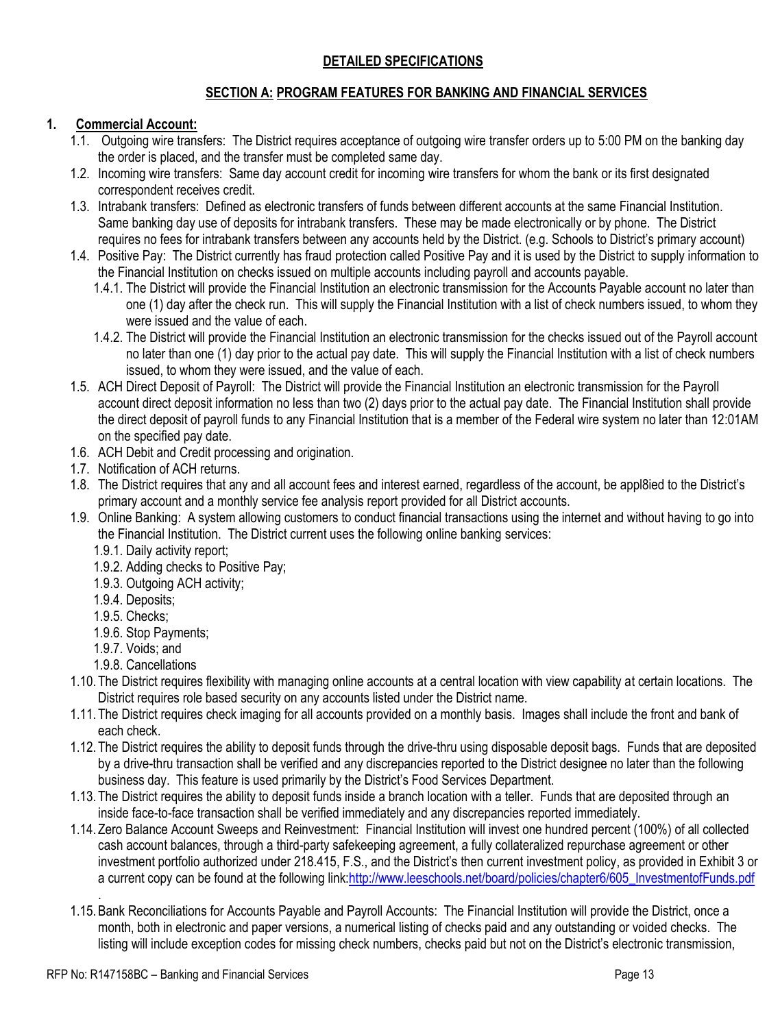## DETAILED SPECIFICATIONS

## SECTION A: PROGRAM FEATURES FOR BANKING AND FINANCIAL SERVICES

1. **Commercial Account:**
   - 1.1. Outgoing wire transfers: The District requires acceptance of outgoing wire transfer orders up to 5:00 PM on the banking day the order is placed, and the transfer must be completed same day.
   - 1.2. Incoming wire transfers: Same day account credit for incoming wire transfers for whom the bank or its first designated correspondent receives credit.
   - 1.3. Intrabank transfers: Defined as electronic transfers of funds between different accounts at the same Financial Institution. Same banking day use of deposits for intrabank transfers. These may be made electronically or by phone. The District requires no fees for intrabank transfers between any accounts held by the District. (e.g. Schools to District's primary account)
   - 1.4. Positive Pay: The District currently has fraud protection called Positive Pay and it is used by the District to supply information to the Financial Institution on checks issued on multiple accounts including payroll and accounts payable.
     - 1.4.1. The District will provide the Financial Institution an electronic transmission for the Accounts Payable account no later than one (1) day after the check run. This will supply the Financial Institution with a list of check numbers issued, to whom they were issued and the value of each.
     - 1.4.2. The District will provide the Financial Institution an electronic transmission for the checks issued out of the Payroll account no later than one (1) day prior to the actual pay date. This will supply the Financial Institution with a list of check numbers issued, to whom they were issued, and the value of each.
   - 1.5. ACH Direct Deposit of Payroll: The District will provide the Financial Institution an electronic transmission for the Payroll account direct deposit information no less than two (2) days prior to the actual pay date. The Financial Institution shall provide the direct deposit of payroll funds to any Financial Institution that is a member of the Federal wire system no later than 12:01AM on the specified pay date.
   - 1.6. ACH Debit and Credit processing and origination.
   - 1.7. Notification of ACH returns.
   - 1.8. The District requires that any and all account fees and interest earned, regardless of the account, be appl8ied to the District's primary account and a monthly service fee analysis report provided for all District accounts.
   - 1.9. Online Banking: A system allowing customers to conduct financial transactions using the internet and without having to go into the Financial Institution. The District current uses the following online banking services:
     - 1.9.1. Daily activity report;
     - 1.9.2. Adding checks to Positive Pay;
     - 1.9.3. Outgoing ACH activity;
     - 1.9.4. Deposits;
     - 1.9.5. Checks;
     - 1.9.6. Stop Payments;
     - 1.9.7. Voids; and
     - 1.9.8. Cancellations
   - 1.10. The District requires flexibility with managing online accounts at a central location with view capability at certain locations. The District requires role based security on any accounts listed under the District name.
   - 1.11. The District requires check imaging for all accounts provided on a monthly basis. Images shall include the front and bank of each check.
   - 1.12. The District requires the ability to deposit funds through the drive-thru using disposable deposit bags. Funds that are deposited by a drive-thru transaction shall be verified and any discrepancies reported to the District designee no later than the following business day. This feature is used primarily by the District's Food Services Department.
   - 1.13. The District requires the ability to deposit funds inside a branch location with a teller. Funds that are deposited through an inside face-to-face transaction shall be verified immediately and any discrepancies reported immediately.
   - 1.14. Zero Balance Account Sweeps and Reinvestment: Financial Institution will invest one hundred percent (100%) of all collected cash account balances, through a third-party safekeeping agreement, a fully collateralized repurchase agreement or other investment portfolio authorized under 218.415, F.S., and the District's then current investment policy, as provided in Exhibit 3 or a current copy can be found at the following link:http://www.leeschools.net/board/policies/chapter6/605_InvestmentofFunds.pdf .
   - 1.15. Bank Reconciliations for Accounts Payable and Payroll Accounts: The Financial Institution will provide the District, once a month, both in electronic and paper versions, a numerical listing of checks paid and any outstanding or voided checks. The listing will include exception codes for missing check numbers, checks paid but not on the District's electronic transmission,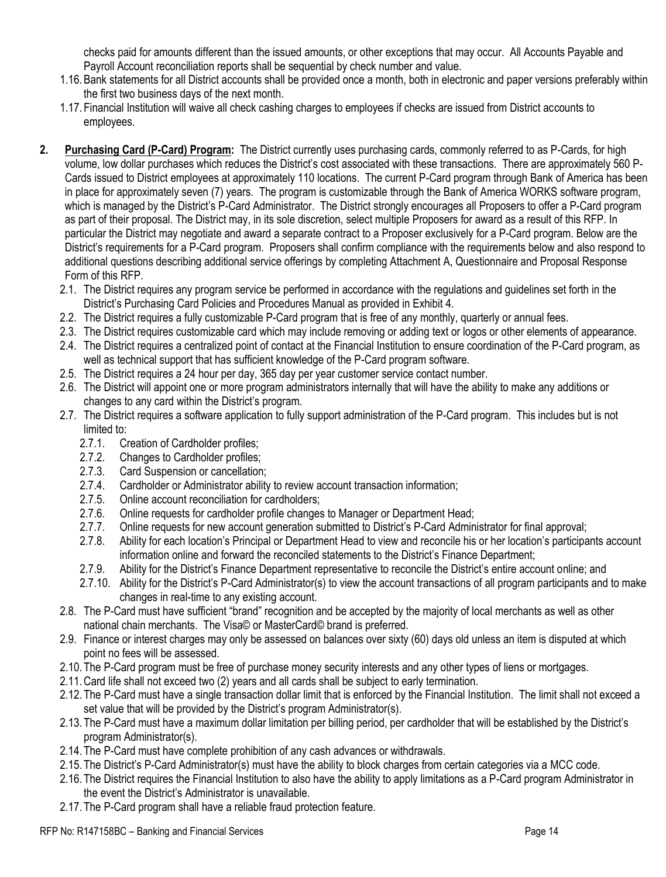checks paid for amounts different than the issued amounts, or other exceptions that may occur. All Accounts Payable and Payroll Account reconciliation reports shall be sequential by check number and value.

1.16. Bank statements for all District accounts shall be provided once a month, both in electronic and paper versions preferably within the first two business days of the next month.

1.17. Financial Institution will waive all check cashing charges to employees if checks are issued from District accounts to employees.

2. **Purchasing Card (P-Card) Program:** The District currently uses purchasing cards, commonly referred to as P-Cards, for high volume, low dollar purchases which reduces the District's cost associated with these transactions. There are approximately 560 P-Cards issued to District employees at approximately 110 locations. The current P-Card program through Bank of America has been in place for approximately seven (7) years. The program is customizable through the Bank of America WORKS software program, which is managed by the District's P-Card Administrator. The District strongly encourages all Proposers to offer a P-Card program as part of their proposal. The District may, in its sole discretion, select multiple Proposers for award as a result of this RFP. In particular the District may negotiate and award a separate contract to a Proposer exclusively for a P-Card program. Below are the District's requirements for a P-Card program. Proposers shall confirm compliance with the requirements below and also respond to additional questions describing additional service offerings by completing Attachment A, Questionnaire and Proposal Response Form of this RFP.

   2.1. The District requires any program service be performed in accordance with the regulations and guidelines set forth in the District's Purchasing Card Policies and Procedures Manual as provided in Exhibit 4.

   2.2. The District requires a fully customizable P-Card program that is free of any monthly, quarterly or annual fees.

   2.3. The District requires customizable card which may include removing or adding text or logos or other elements of appearance.

   2.4. The District requires a centralized point of contact at the Financial Institution to ensure coordination of the P-Card program, as well as technical support that has sufficient knowledge of the P-Card program software.

   2.5. The District requires a 24 hour per day, 365 day per year customer service contact number.

   2.6. The District will appoint one or more program administrators internally that will have the ability to make any additions or changes to any card within the District's program.

   2.7. The District requires a software application to fully support administration of the P-Card program. This includes but is not limited to:

      2.7.1. Creation of Cardholder profiles;

      2.7.2. Changes to Cardholder profiles;

      2.7.3. Card Suspension or cancellation;

      2.7.4. Cardholder or Administrator ability to review account transaction information;

      2.7.5. Online account reconciliation for cardholders;

      2.7.6. Online requests for cardholder profile changes to Manager or Department Head;

      2.7.7. Online requests for new account generation submitted to District's P-Card Administrator for final approval;

      2.7.8. Ability for each location's Principal or Department Head to view and reconcile his or her location's participants account information online and forward the reconciled statements to the District's Finance Department;

      2.7.9. Ability for the District's Finance Department representative to reconcile the District's entire account online; and

      2.7.10. Ability for the District's P-Card Administrator(s) to view the account transactions of all program participants and to make changes in real-time to any existing account.

   2.8. The P-Card must have sufficient "brand" recognition and be accepted by the majority of local merchants as well as other national chain merchants. The Visa© or MasterCard© brand is preferred.

   2.9. Finance or interest charges may only be assessed on balances over sixty (60) days old unless an item is disputed at which point no fees will be assessed.

   2.10. The P-Card program must be free of purchase money security interests and any other types of liens or mortgages.

   2.11. Card life shall not exceed two (2) years and all cards shall be subject to early termination.

   2.12. The P-Card must have a single transaction dollar limit that is enforced by the Financial Institution. The limit shall not exceed a set value that will be provided by the District's program Administrator(s).

   2.13. The P-Card must have a maximum dollar limitation per billing period, per cardholder that will be established by the District's program Administrator(s).

   2.14. The P-Card must have complete prohibition of any cash advances or withdrawals.

   2.15. The District's P-Card Administrator(s) must have the ability to block charges from certain categories via a MCC code.

   2.16. The District requires the Financial Institution to also have the ability to apply limitations as a P-Card program Administrator in the event the District's Administrator is unavailable.

   2.17. The P-Card program shall have a reliable fraud protection feature.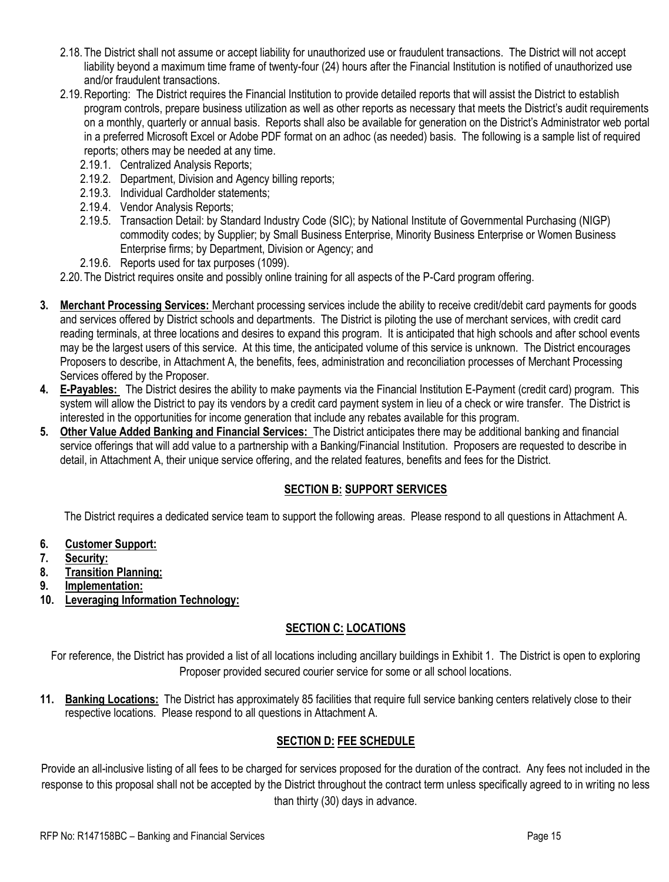2.18. The District shall not assume or accept liability for unauthorized use or fraudulent transactions. The District will not accept liability beyond a maximum time frame of twenty-four (24) hours after the Financial Institution is notified of unauthorized use and/or fraudulent transactions.

2.19. Reporting: The District requires the Financial Institution to provide detailed reports that will assist the District to establish program controls, prepare business utilization as well as other reports as necessary that meets the District's audit requirements on a monthly, quarterly or annual basis. Reports shall also be available for generation on the District's Administrator web portal in a preferred Microsoft Excel or Adobe PDF format on an adhoc (as needed) basis. The following is a sample list of required reports; others may be needed at any time.

- 2.19.1. Centralized Analysis Reports;
- 2.19.2. Department, Division and Agency billing reports;
- 2.19.3. Individual Cardholder statements;
- 2.19.4. Vendor Analysis Reports;
- 2.19.5. Transaction Detail: by Standard Industry Code (SIC); by National Institute of Governmental Purchasing (NIGP) commodity codes; by Supplier; by Small Business Enterprise, Minority Business Enterprise or Women Business Enterprise firms; by Department, Division or Agency; and
- 2.19.6. Reports used for tax purposes (1099).

2.20. The District requires onsite and possibly online training for all aspects of the P-Card program offering.

3. **Merchant Processing Services:** Merchant processing services include the ability to receive credit/debit card payments for goods and services offered by District schools and departments. The District is piloting the use of merchant services, with credit card reading terminals, at three locations and desires to expand this program. It is anticipated that high schools and after school events may be the largest users of this service. At this time, the anticipated volume of this service is unknown. The District encourages Proposers to describe, in Attachment A, the benefits, fees, administration and reconciliation processes of Merchant Processing Services offered by the Proposer.
4. **E-Payables:** The District desires the ability to make payments via the Financial Institution E-Payment (credit card) program. This system will allow the District to pay its vendors by a credit card payment system in lieu of a check or wire transfer. The District is interested in the opportunities for income generation that include any rebates available for this program.
5. **Other Value Added Banking and Financial Services:** The District anticipates there may be additional banking and financial service offerings that will add value to a partnership with a Banking/Financial Institution. Proposers are requested to describe in detail, in Attachment A, their unique service offering, and the related features, benefits and fees for the District.

## SECTION B: SUPPORT SERVICES

The District requires a dedicated service team to support the following areas. Please respond to all questions in Attachment A.

6. **Customer Support:**
7. **Security:**
8. **Transition Planning:**
9. **Implementation:**
10. **Leveraging Information Technology:**

## SECTION C: LOCATIONS

For reference, the District has provided a list of all locations including ancillary buildings in Exhibit 1. The District is open to exploring Proposer provided secured courier service for some or all school locations.

11. **Banking Locations:** The District has approximately 85 facilities that require full service banking centers relatively close to their respective locations. Please respond to all questions in Attachment A.

## SECTION D: FEE SCHEDULE

Provide an all-inclusive listing of all fees to be charged for services proposed for the duration of the contract. Any fees not included in the response to this proposal shall not be accepted by the District throughout the contract term unless specifically agreed to in writing no less than thirty (30) days in advance.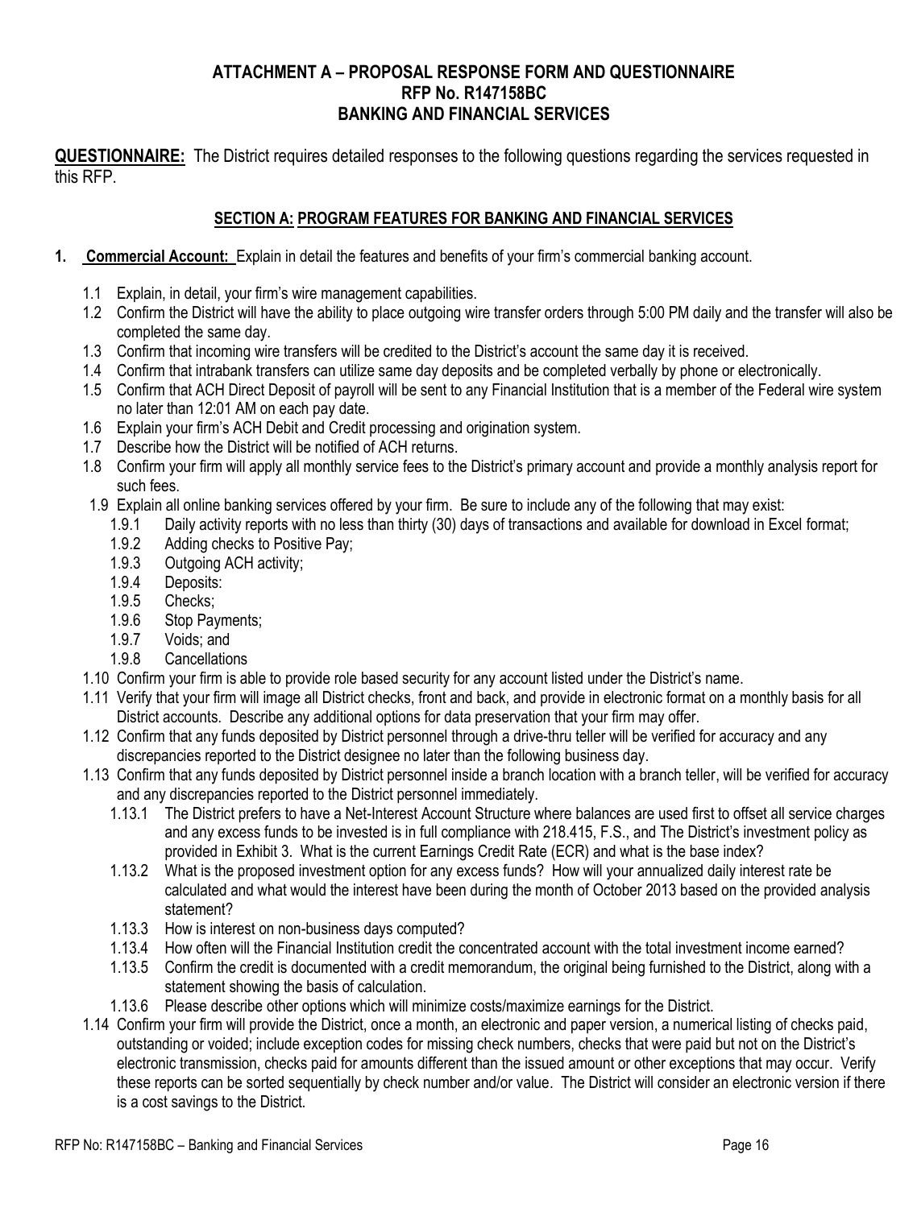## ATTACHMENT A – PROPOSAL RESPONSE FORM AND QUESTIONNAIRE
## RFP No. R147158BC
## BANKING AND FINANCIAL SERVICES

**QUESTIONNAIRE:** The District requires detailed responses to the following questions regarding the services requested in this RFP.

### SECTION A: PROGRAM FEATURES FOR BANKING AND FINANCIAL SERVICES

1. **Commercial Account:** Explain in detail the features and benefits of your firm's commercial banking account.

   1.1 Explain, in detail, your firm's wire management capabilities.

   1.2 Confirm the District will have the ability to place outgoing wire transfer orders through 5:00 PM daily and the transfer will also be completed the same day.

   1.3 Confirm that incoming wire transfers will be credited to the District's account the same day it is received.

   1.4 Confirm that intrabank transfers can utilize same day deposits and be completed verbally by phone or electronically.

   1.5 Confirm that ACH Direct Deposit of payroll will be sent to any Financial Institution that is a member of the Federal wire system no later than 12:01 AM on each pay date.

   1.6 Explain your firm's ACH Debit and Credit processing and origination system.

   1.7 Describe how the District will be notified of ACH returns.

   1.8 Confirm your firm will apply all monthly service fees to the District's primary account and provide a monthly analysis report for such fees.

   1.9 Explain all online banking services offered by your firm. Be sure to include any of the following that may exist:

      1.9.1 Daily activity reports with no less than thirty (30) days of transactions and available for download in Excel format;

      1.9.2 Adding checks to Positive Pay;

      1.9.3 Outgoing ACH activity;

      1.9.4 Deposits:

      1.9.5 Checks;

      1.9.6 Stop Payments;

      1.9.7 Voids; and

      1.9.8 Cancellations

   1.10 Confirm your firm is able to provide role based security for any account listed under the District's name.

   1.11 Verify that your firm will image all District checks, front and back, and provide in electronic format on a monthly basis for all District accounts. Describe any additional options for data preservation that your firm may offer.

   1.12 Confirm that any funds deposited by District personnel through a drive-thru teller will be verified for accuracy and any discrepancies reported to the District designee no later than the following business day.

   1.13 Confirm that any funds deposited by District personnel inside a branch location with a branch teller, will be verified for accuracy and any discrepancies reported to the District personnel immediately.

      1.13.1 The District prefers to have a Net-Interest Account Structure where balances are used first to offset all service charges and any excess funds to be invested is in full compliance with 218.415, F.S., and The District's investment policy as provided in Exhibit 3. What is the current Earnings Credit Rate (ECR) and what is the base index?

      1.13.2 What is the proposed investment option for any excess funds? How will your annualized daily interest rate be calculated and what would the interest have been during the month of October 2013 based on the provided analysis statement?

      1.13.3 How is interest on non-business days computed?

      1.13.4 How often will the Financial Institution credit the concentrated account with the total investment income earned?

      1.13.5 Confirm the credit is documented with a credit memorandum, the original being furnished to the District, along with a statement showing the basis of calculation.

      1.13.6 Please describe other options which will minimize costs/maximize earnings for the District.

   1.14 Confirm your firm will provide the District, once a month, an electronic and paper version, a numerical listing of checks paid, outstanding or voided; include exception codes for missing check numbers, checks that were paid but not on the District's electronic transmission, checks paid for amounts different than the issued amount or other exceptions that may occur. Verify these reports can be sorted sequentially by check number and/or value. The District will consider an electronic version if there is a cost savings to the District.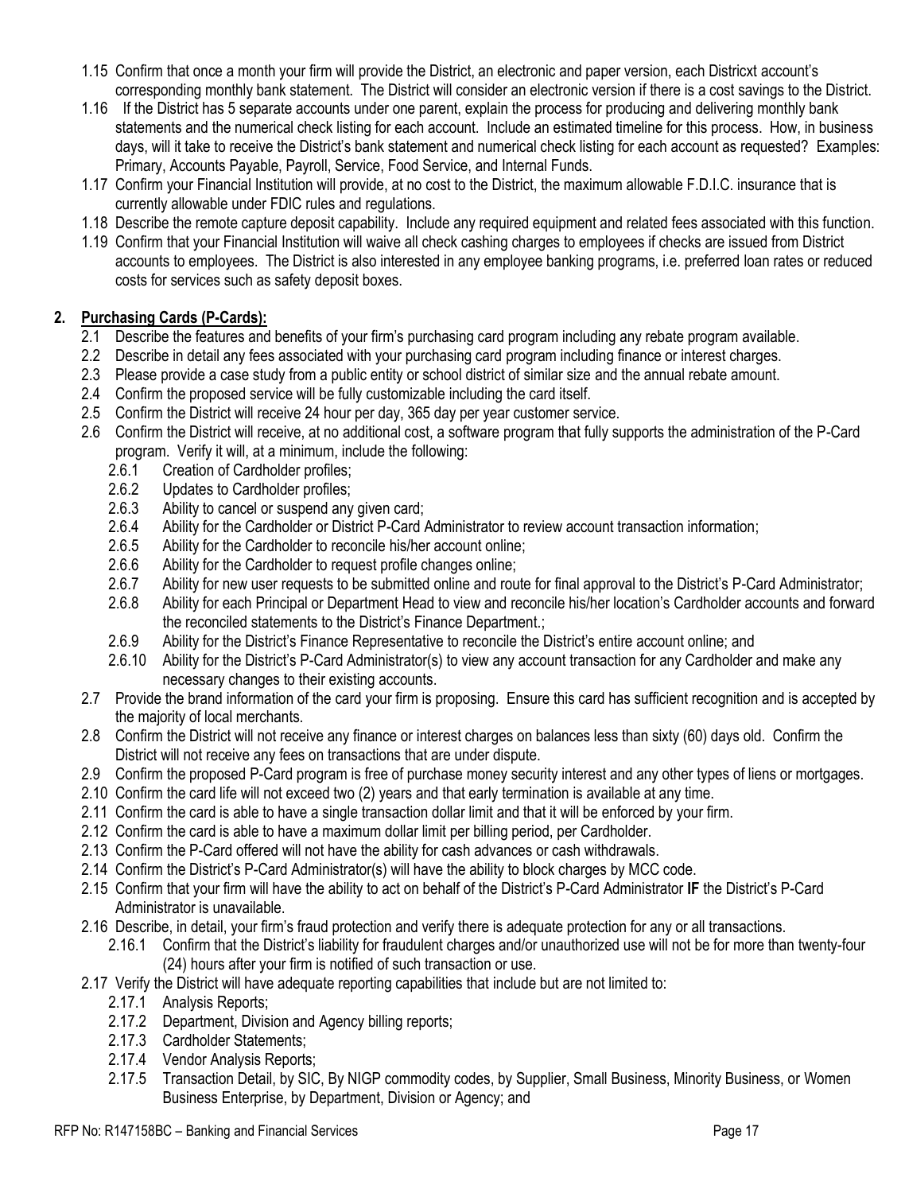1.15 Confirm that once a month your firm will provide the District, an electronic and paper version, each Districxt account's corresponding monthly bank statement. The District will consider an electronic version if there is a cost savings to the District.

1.16 If the District has 5 separate accounts under one parent, explain the process for producing and delivering monthly bank statements and the numerical check listing for each account. Include an estimated timeline for this process. How, in business days, will it take to receive the District's bank statement and numerical check listing for each account as requested? Examples: Primary, Accounts Payable, Payroll, Service, Food Service, and Internal Funds.

1.17 Confirm your Financial Institution will provide, at no cost to the District, the maximum allowable F.D.I.C. insurance that is currently allowable under FDIC rules and regulations.

1.18 Describe the remote capture deposit capability. Include any required equipment and related fees associated with this function.

1.19 Confirm that your Financial Institution will waive all check cashing charges to employees if checks are issued from District accounts to employees. The District is also interested in any employee banking programs, i.e. preferred loan rates or reduced costs for services such as safety deposit boxes.

**2. Purchasing Cards (P-Cards):**

2.1 Describe the features and benefits of your firm's purchasing card program including any rebate program available.

2.2 Describe in detail any fees associated with your purchasing card program including finance or interest charges.

2.3 Please provide a case study from a public entity or school district of similar size and the annual rebate amount.

2.4 Confirm the proposed service will be fully customizable including the card itself.

2.5 Confirm the District will receive 24 hour per day, 365 day per year customer service.

2.6 Confirm the District will receive, at no additional cost, a software program that fully supports the administration of the P-Card program. Verify it will, at a minimum, include the following:

- 2.6.1 Creation of Cardholder profiles;
- 2.6.2 Updates to Cardholder profiles;
- 2.6.3 Ability to cancel or suspend any given card;
- 2.6.4 Ability for the Cardholder or District P-Card Administrator to review account transaction information;
- 2.6.5 Ability for the Cardholder to reconcile his/her account online;
- 2.6.6 Ability for the Cardholder to request profile changes online;
- 2.6.7 Ability for new user requests to be submitted online and route for final approval to the District's P-Card Administrator;
- 2.6.8 Ability for each Principal or Department Head to view and reconcile his/her location's Cardholder accounts and forward the reconciled statements to the District's Finance Department.;
- 2.6.9 Ability for the District's Finance Representative to reconcile the District's entire account online; and
- 2.6.10 Ability for the District's P-Card Administrator(s) to view any account transaction for any Cardholder and make any necessary changes to their existing accounts.

2.7 Provide the brand information of the card your firm is proposing. Ensure this card has sufficient recognition and is accepted by the majority of local merchants.

2.8 Confirm the District will not receive any finance or interest charges on balances less than sixty (60) days old. Confirm the District will not receive any fees on transactions that are under dispute.

2.9 Confirm the proposed P-Card program is free of purchase money security interest and any other types of liens or mortgages.

2.10 Confirm the card life will not exceed two (2) years and that early termination is available at any time.

2.11 Confirm the card is able to have a single transaction dollar limit and that it will be enforced by your firm.

2.12 Confirm the card is able to have a maximum dollar limit per billing period, per Cardholder.

2.13 Confirm the P-Card offered will not have the ability for cash advances or cash withdrawals.

2.14 Confirm the District's P-Card Administrator(s) will have the ability to block charges by MCC code.

2.15 Confirm that your firm will have the ability to act on behalf of the District's P-Card Administrator **IF** the District's P-Card Administrator is unavailable.

2.16 Describe, in detail, your firm's fraud protection and verify there is adequate protection for any or all transactions.

- 2.16.1 Confirm that the District's liability for fraudulent charges and/or unauthorized use will not be for more than twenty-four (24) hours after your firm is notified of such transaction or use.

2.17 Verify the District will have adequate reporting capabilities that include but are not limited to:

- 2.17.1 Analysis Reports;
- 2.17.2 Department, Division and Agency billing reports;
- 2.17.3 Cardholder Statements;
- 2.17.4 Vendor Analysis Reports;
- 2.17.5 Transaction Detail, by SIC, By NIGP commodity codes, by Supplier, Small Business, Minority Business, or Women Business Enterprise, by Department, Division or Agency; and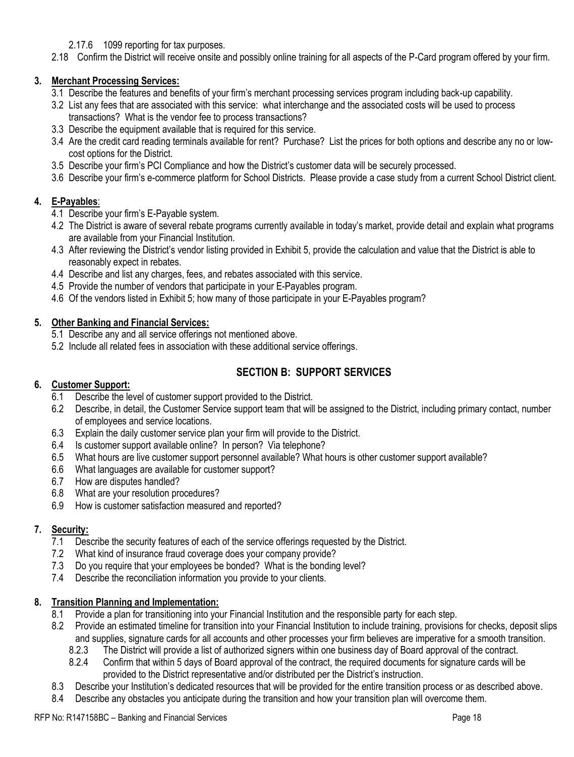2.17.6 1099 reporting for tax purposes.

2.18 Confirm the District will receive onsite and possibly online training for all aspects of the P-Card program offered by your firm.

**3. Merchant Processing Services:**

3.1 Describe the features and benefits of your firm's merchant processing services program including back-up capability.

3.2 List any fees that are associated with this service: what interchange and the associated costs will be used to process transactions? What is the vendor fee to process transactions?

3.3 Describe the equipment available that is required for this service.

3.4 Are the credit card reading terminals available for rent? Purchase? List the prices for both options and describe any no or low-cost options for the District.

3.5 Describe your firm's PCI Compliance and how the District's customer data will be securely processed.

3.6 Describe your firm's e-commerce platform for School Districts. Please provide a case study from a current School District client.

**4. E-Payables:**

4.1 Describe your firm's E-Payable system.

4.2 The District is aware of several rebate programs currently available in today's market, provide detail and explain what programs are available from your Financial Institution.

4.3 After reviewing the District's vendor listing provided in Exhibit 5, provide the calculation and value that the District is able to reasonably expect in rebates.

4.4 Describe and list any charges, fees, and rebates associated with this service.

4.5 Provide the number of vendors that participate in your E-Payables program.

4.6 Of the vendors listed in Exhibit 5; how many of those participate in your E-Payables program?

**5. Other Banking and Financial Services:**

5.1 Describe any and all service offerings not mentioned above.

5.2 Include all related fees in association with these additional service offerings.

## SECTION B: SUPPORT SERVICES

**6. Customer Support:**

6.1 Describe the level of customer support provided to the District.

6.2 Describe, in detail, the Customer Service support team that will be assigned to the District, including primary contact, number of employees and service locations.

6.3 Explain the daily customer service plan your firm will provide to the District.

6.4 Is customer support available online? In person? Via telephone?

6.5 What hours are live customer support personnel available? What hours is other customer support available?

6.6 What languages are available for customer support?

6.7 How are disputes handled?

6.8 What are your resolution procedures?

6.9 How is customer satisfaction measured and reported?

**7. Security:**

7.1 Describe the security features of each of the service offerings requested by the District.

7.2 What kind of insurance fraud coverage does your company provide?

7.3 Do you require that your employees be bonded? What is the bonding level?

7.4 Describe the reconciliation information you provide to your clients.

**8. Transition Planning and Implementation:**

8.1 Provide a plan for transitioning into your Financial Institution and the responsible party for each step.

8.2 Provide an estimated timeline for transition into your Financial Institution to include training, provisions for checks, deposit slips and supplies, signature cards for all accounts and other processes your firm believes are imperative for a smooth transition.

8.2.3 The District will provide a list of authorized signers within one business day of Board approval of the contract.

8.2.4 Confirm that within 5 days of Board approval of the contract, the required documents for signature cards will be provided to the District representative and/or distributed per the District's instruction.

8.3 Describe your Institution's dedicated resources that will be provided for the entire transition process or as described above.

8.4 Describe any obstacles you anticipate during the transition and how your transition plan will overcome them.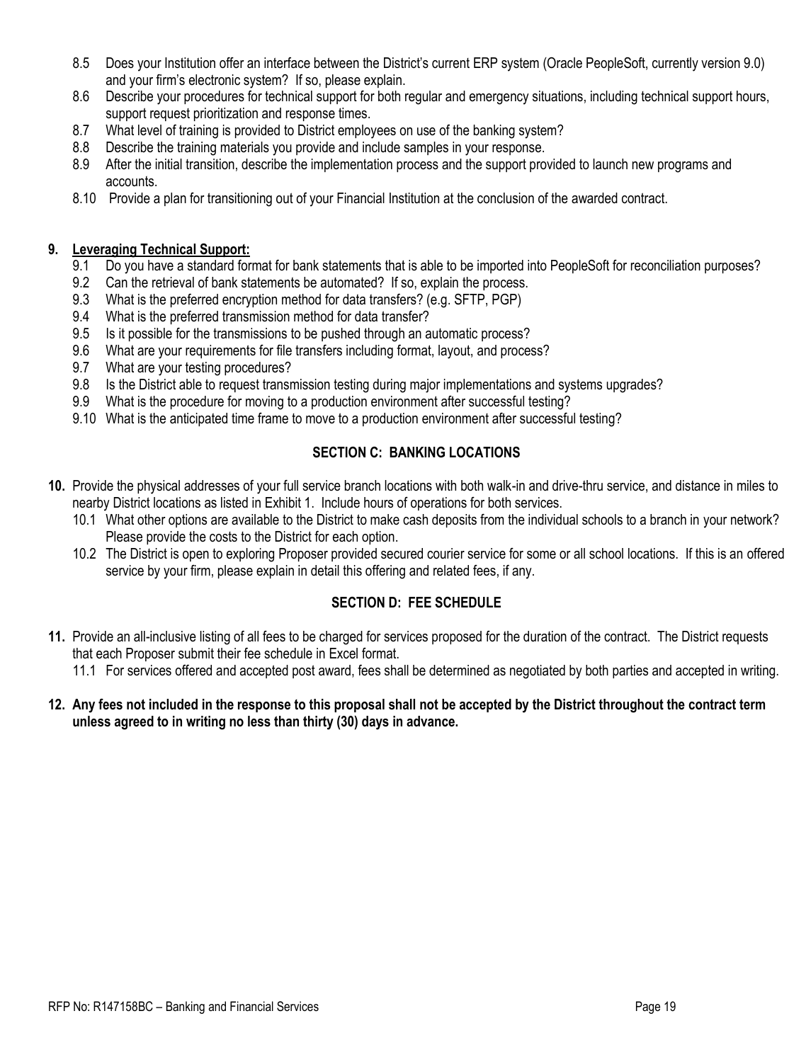8.5 Does your Institution offer an interface between the District's current ERP system (Oracle PeopleSoft, currently version 9.0) and your firm's electronic system? If so, please explain.

8.6 Describe your procedures for technical support for both regular and emergency situations, including technical support hours, support request prioritization and response times.

8.7 What level of training is provided to District employees on use of the banking system?

8.8 Describe the training materials you provide and include samples in your response.

8.9 After the initial transition, describe the implementation process and the support provided to launch new programs and accounts.

8.10 Provide a plan for transitioning out of your Financial Institution at the conclusion of the awarded contract.

**9. <u>Leveraging Technical Support:</u>**

9.1 Do you have a standard format for bank statements that is able to be imported into PeopleSoft for reconciliation purposes?

9.2 Can the retrieval of bank statements be automated? If so, explain the process.

9.3 What is the preferred encryption method for data transfers? (e.g. SFTP, PGP)

9.4 What is the preferred transmission method for data transfer?

9.5 Is it possible for the transmissions to be pushed through an automatic process?

9.6 What are your requirements for file transfers including format, layout, and process?

9.7 What are your testing procedures?

9.8 Is the District able to request transmission testing during major implementations and systems upgrades?

9.9 What is the procedure for moving to a production environment after successful testing?

9.10 What is the anticipated time frame to move to a production environment after successful testing?

## SECTION C: BANKING LOCATIONS

**10.** Provide the physical addresses of your full service branch locations with both walk-in and drive-thru service, and distance in miles to nearby District locations as listed in Exhibit 1. Include hours of operations for both services.

10.1 What other options are available to the District to make cash deposits from the individual schools to a branch in your network? Please provide the costs to the District for each option.

10.2 The District is open to exploring Proposer provided secured courier service for some or all school locations. If this is an offered service by your firm, please explain in detail this offering and related fees, if any.

## SECTION D: FEE SCHEDULE

**11.** Provide an all-inclusive listing of all fees to be charged for services proposed for the duration of the contract. The District requests that each Proposer submit their fee schedule in Excel format.

11.1 For services offered and accepted post award, fees shall be determined as negotiated by both parties and accepted in writing.

**12. Any fees not included in the response to this proposal shall not be accepted by the District throughout the contract term unless agreed to in writing no less than thirty (30) days in advance.**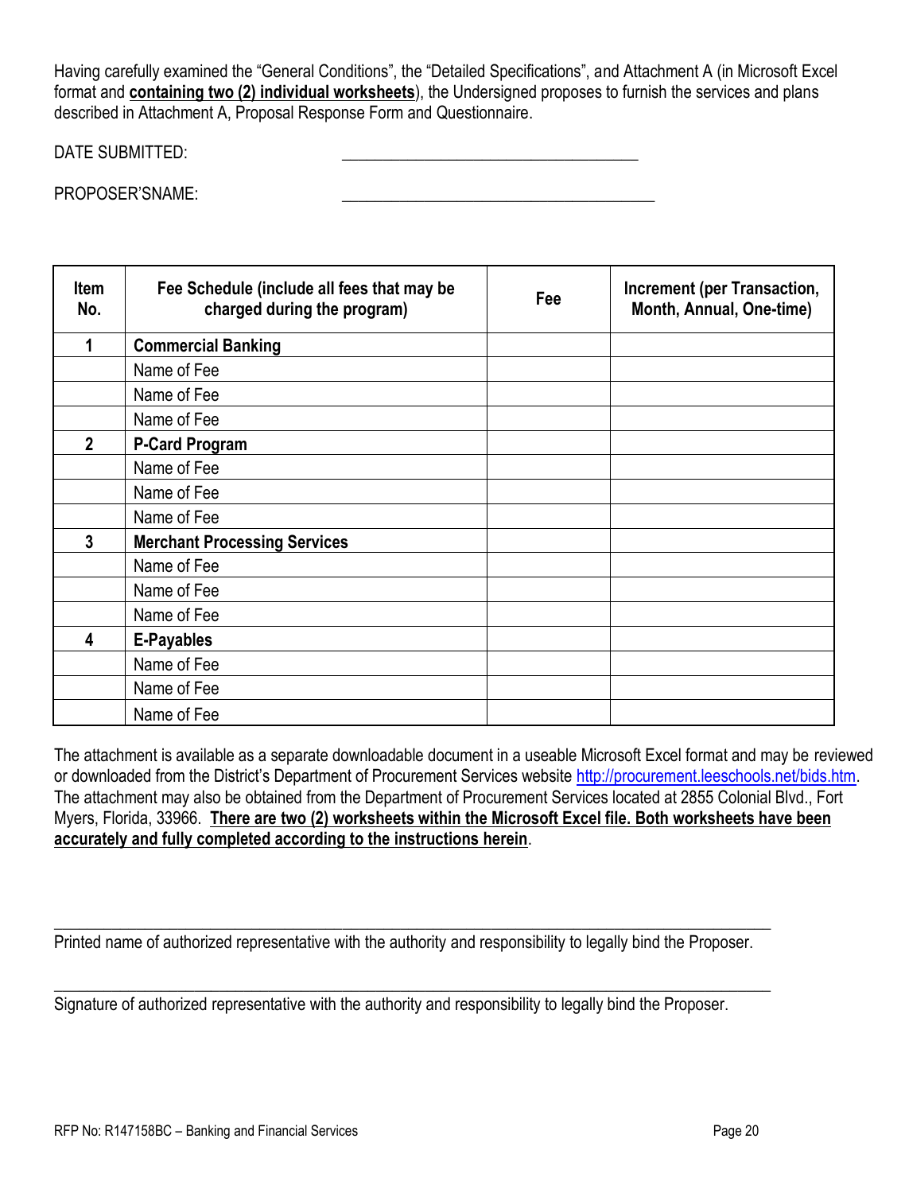Having carefully examined the “General Conditions”, the “Detailed Specifications”, and Attachment A (in Microsoft Excel format and **containing two (2) individual worksheets**), the Undersigned proposes to furnish the services and plans described in Attachment A, Proposal Response Form and Questionnaire.

DATE SUBMITTED: ___________________________________

PROPOSER'SNAME: ___________________________________

| Item No. | Fee Schedule (include all fees that may be charged during the program) | Fee | Increment (per Transaction, Month, Annual, One-time) |
|---|---|---|---|
| **1** | **Commercial Banking** | | |
| | Name of Fee | | |
| | Name of Fee | | |
| | Name of Fee | | |
| **2** | **P-Card Program** | | |
| | Name of Fee | | |
| | Name of Fee | | |
| | Name of Fee | | |
| **3** | **Merchant Processing Services** | | |
| | Name of Fee | | |
| | Name of Fee | | |
| | Name of Fee | | |
| **4** | **E-Payables** | | |
| | Name of Fee | | |
| | Name of Fee | | |
| | Name of Fee | | |

The attachment is available as a separate downloadable document in a useable Microsoft Excel format and may be reviewed or downloaded from the District's Department of Procurement Services website http://procurement.leeschools.net/bids.htm. The attachment may also be obtained from the Department of Procurement Services located at 2855 Colonial Blvd., Fort Myers, Florida, 33966. **There are two (2) worksheets within the Microsoft Excel file. Both worksheets have been accurately and fully completed according to the instructions herein**.

___________________________________________________________________________

Printed name of authorized representative with the authority and responsibility to legally bind the Proposer.

___________________________________________________________________________

Signature of authorized representative with the authority and responsibility to legally bind the Proposer.

RFP No: R147158BC – Banking and Financial Services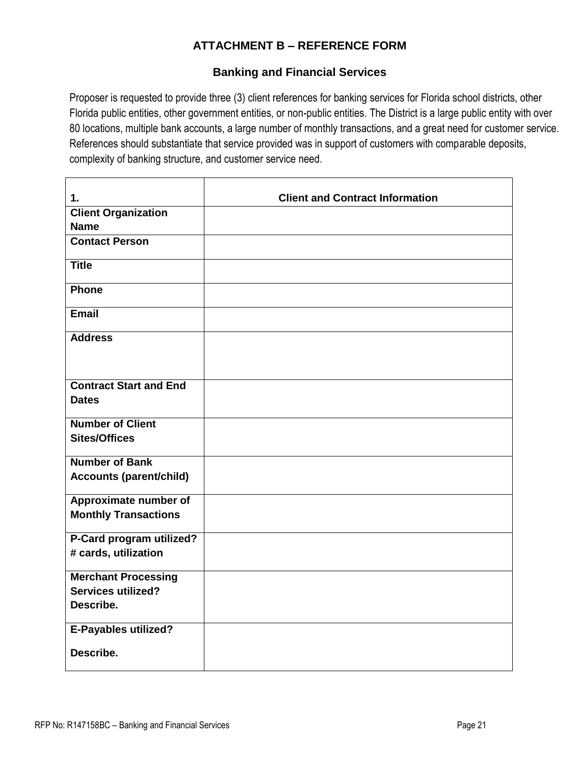## ATTACHMENT B – REFERENCE FORM

### Banking and Financial Services

Proposer is requested to provide three (3) client references for banking services for Florida school districts, other Florida public entities, other government entities, or non-public entities. The District is a large public entity with over 80 locations, multiple bank accounts, a large number of monthly transactions, and a great need for customer service. References should substantiate that service provided was in support of customers with comparable deposits, complexity of banking structure, and customer service need.

| **1.** | **Client and Contract Information** |
|---|---|
| **Client Organization Name** | |
| **Contact Person** | |
| **Title** | |
| **Phone** | |
| **Email** | |
| **Address** | |
| **Contract Start and End Dates** | |
| **Number of Client Sites/Offices** | |
| **Number of Bank Accounts (parent/child)** | |
| **Approximate number of Monthly Transactions** | |
| **P-Card program utilized? # cards, utilization** | |
| **Merchant Processing Services utilized? Describe.** | |
| **E-Payables utilized? Describe.** | |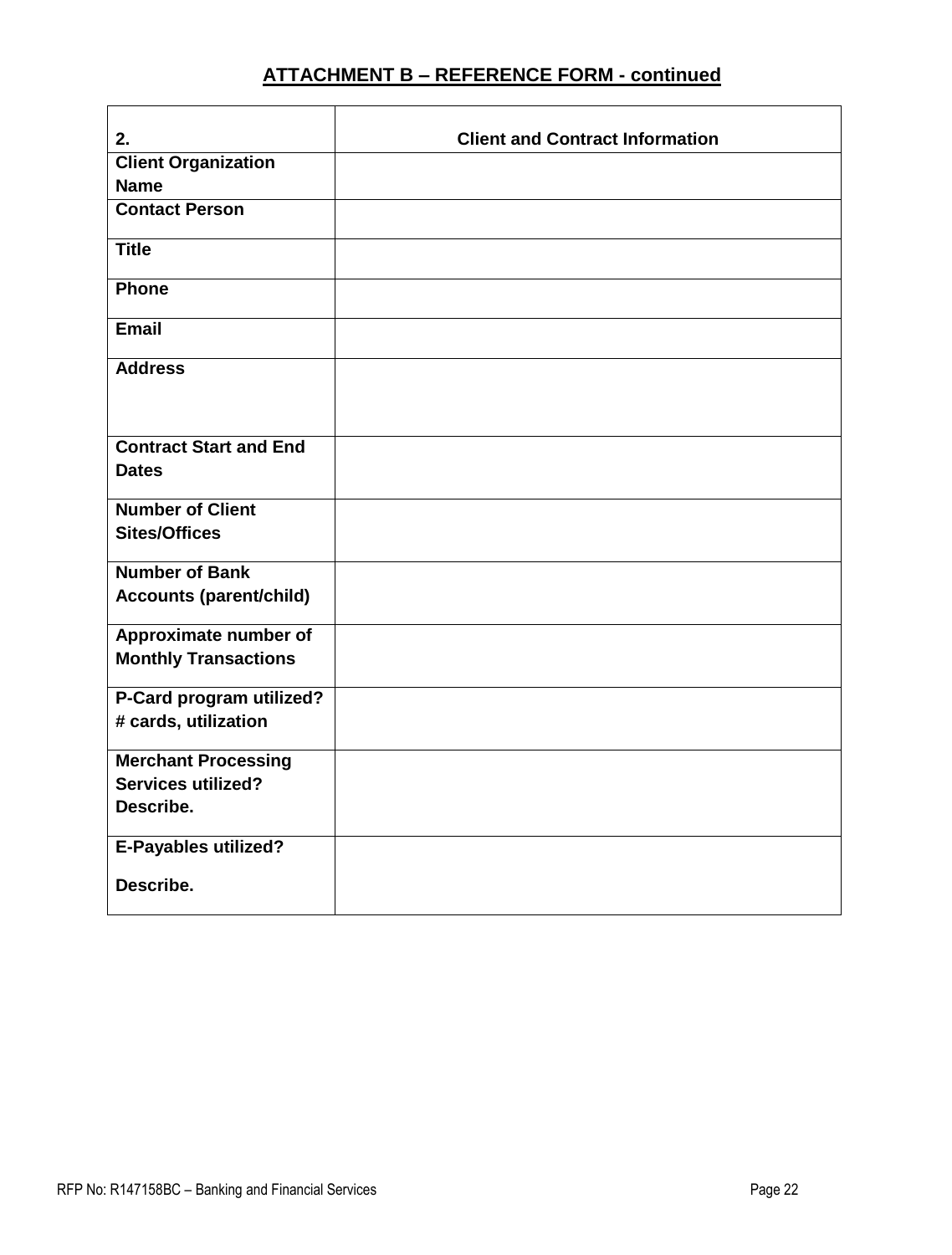## ATTACHMENT B – REFERENCE FORM - continued

| **2.** | **Client and Contract Information** |
| --- | --- |
| **Client Organization Name** | |
| **Contact Person** | |
| **Title** | |
| **Phone** | |
| **Email** | |
| **Address** | |
| **Contract Start and End Dates** | |
| **Number of Client Sites/Offices** | |
| **Number of Bank Accounts (parent/child)** | |
| **Approximate number of Monthly Transactions** | |
| **P-Card program utilized? # cards, utilization** | |
| **Merchant Processing Services utilized? Describe.** | |
| **E-Payables utilized? Describe.** | |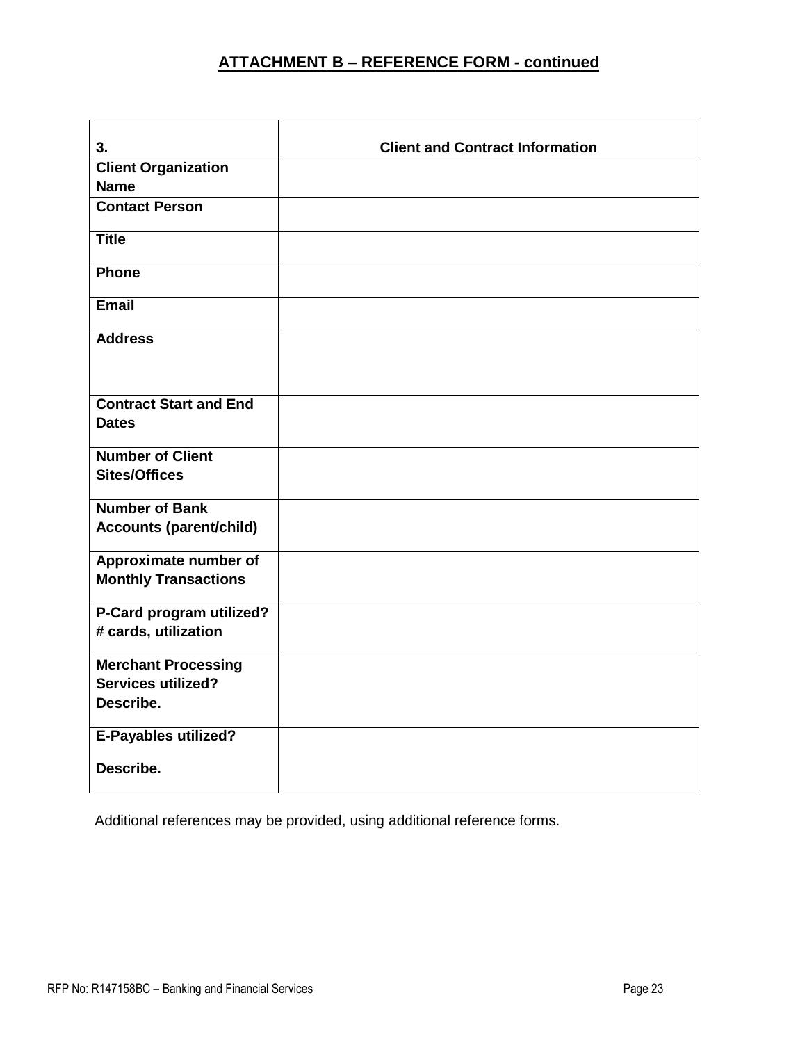## ATTACHMENT B – REFERENCE FORM - continued

| 3. | Client and Contract Information |
|---|---|
| **Client Organization Name** | |
| **Contact Person** | |
| **Title** | |
| **Phone** | |
| **Email** | |
| **Address** | |
| **Contract Start and End Dates** | |
| **Number of Client Sites/Offices** | |
| **Number of Bank Accounts (parent/child)** | |
| **Approximate number of Monthly Transactions** | |
| **P-Card program utilized? # cards, utilization** | |
| **Merchant Processing Services utilized? Describe.** | |
| **E-Payables utilized? Describe.** | |

Additional references may be provided, using additional reference forms.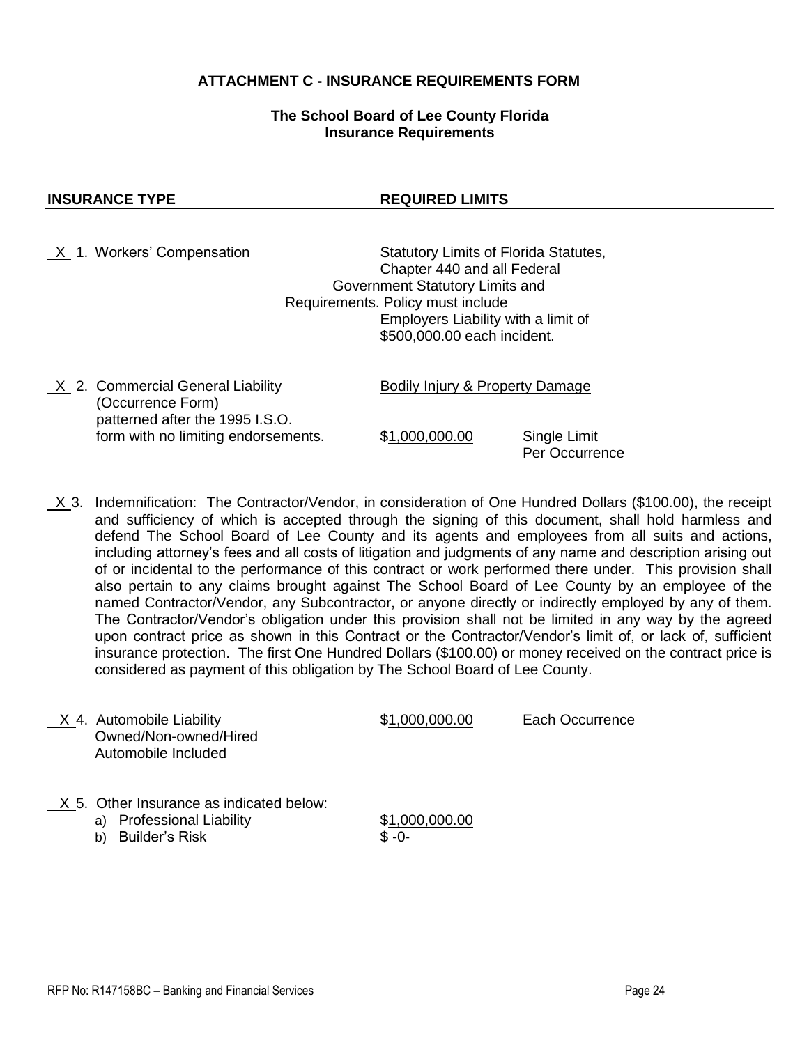**ATTACHMENT C - INSURANCE REQUIREMENTS FORM**

**The School Board of Lee County Florida**
**Insurance Requirements**

| INSURANCE TYPE | REQUIRED LIMITS | |
|---|---|---|
| X 1. Workers' Compensation | Statutory Limits of Florida Statutes, Chapter 440 and all Federal Government Statutory Limits and Requirements. Policy must include Employers Liability with a limit of $500,000.00 each incident. | |
| X 2. Commercial General Liability (Occurrence Form) patterned after the 1995 I.S.O. form with no limiting endorsements. | Bodily Injury & Property Damage<br>$1,000,000.00 | Single Limit Per Occurrence |

X 3. Indemnification: The Contractor/Vendor, in consideration of One Hundred Dollars ($100.00), the receipt and sufficiency of which is accepted through the signing of this document, shall hold harmless and defend The School Board of Lee County and its agents and employees from all suits and actions, including attorney's fees and all costs of litigation and judgments of any name and description arising out of or incidental to the performance of this contract or work performed there under. This provision shall also pertain to any claims brought against The School Board of Lee County by an employee of the named Contractor/Vendor, any Subcontractor, or anyone directly or indirectly employed by any of them. The Contractor/Vendor's obligation under this provision shall not be limited in any way by the agreed upon contract price as shown in this Contract or the Contractor/Vendor's limit of, or lack of, sufficient insurance protection. The first One Hundred Dollars ($100.00) or money received on the contract price is considered as payment of this obligation by The School Board of Lee County.

| | | |
|---|---|---|
| X 4. Automobile Liability Owned/Non-owned/Hired Automobile Included | $1,000,000.00 | Each Occurrence |
| X 5. Other Insurance as indicated below: | | |
| a) Professional Liability | $1,000,000.00 | |
| b) Builder's Risk | $ -0- | |

RFP No: R147158BC – Banking and Financial Services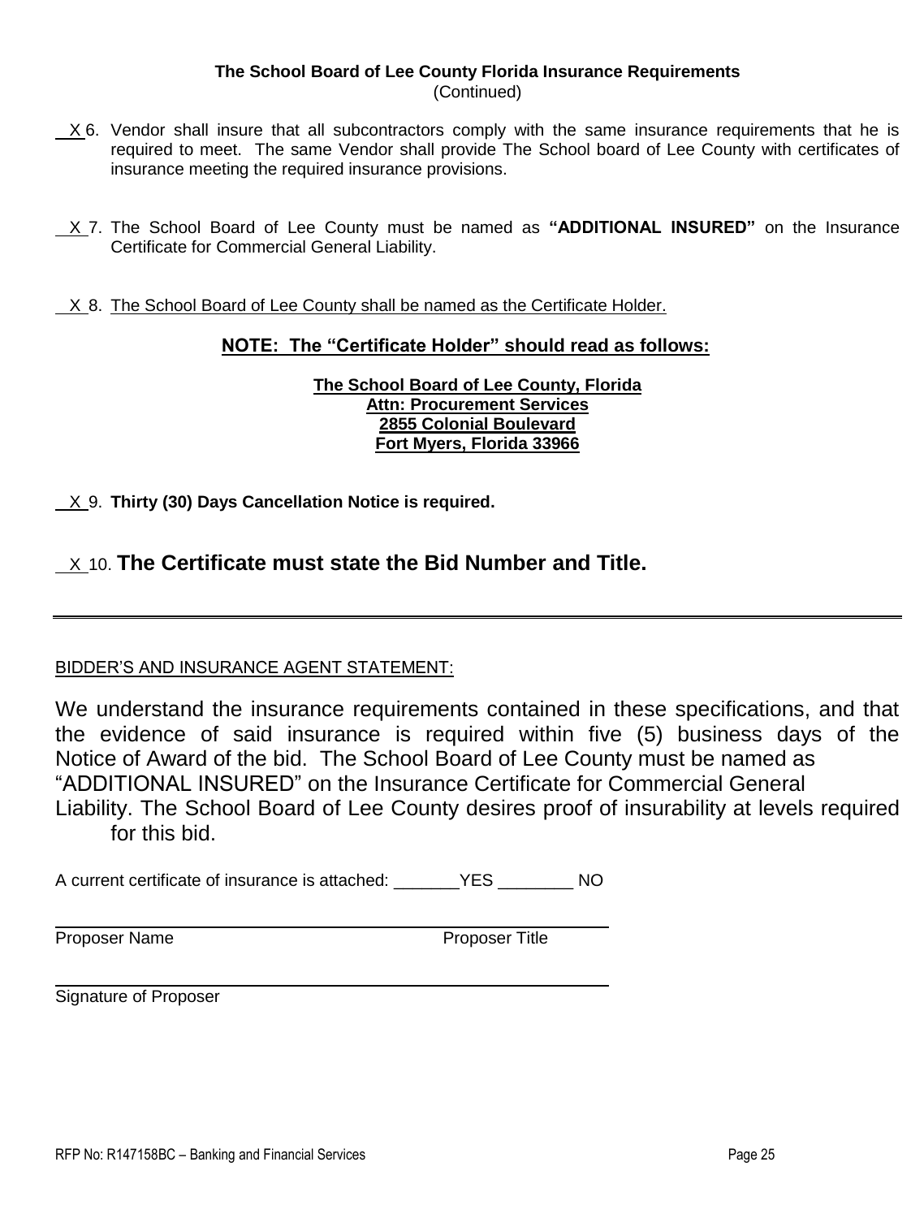**The School Board of Lee County Florida Insurance Requirements**
(Continued)

X 6. Vendor shall insure that all subcontractors comply with the same insurance requirements that he is required to meet. The same Vendor shall provide The School board of Lee County with certificates of insurance meeting the required insurance provisions.

X 7. The School Board of Lee County must be named as **"ADDITIONAL INSURED"** on the Insurance Certificate for Commercial General Liability.

X 8. The School Board of Lee County shall be named as the Certificate Holder.

**NOTE: The "Certificate Holder" should read as follows:**

**The School Board of Lee County, Florida**
**Attn: Procurement Services**
**2855 Colonial Boulevard**
**Fort Myers, Florida 33966**

X 9. **Thirty (30) Days Cancellation Notice is required.**

X 10. **The Certificate must state the Bid Number and Title.**

---

BIDDER'S AND INSURANCE AGENT STATEMENT:

We understand the insurance requirements contained in these specifications, and that the evidence of said insurance is required within five (5) business days of the Notice of Award of the bid. The School Board of Lee County must be named as "ADDITIONAL INSURED" on the Insurance Certificate for Commercial General Liability. The School Board of Lee County desires proof of insurability at levels required for this bid.

A current certificate of insurance is attached: _______YES ________ NO

Proposer Name Proposer Title

Signature of Proposer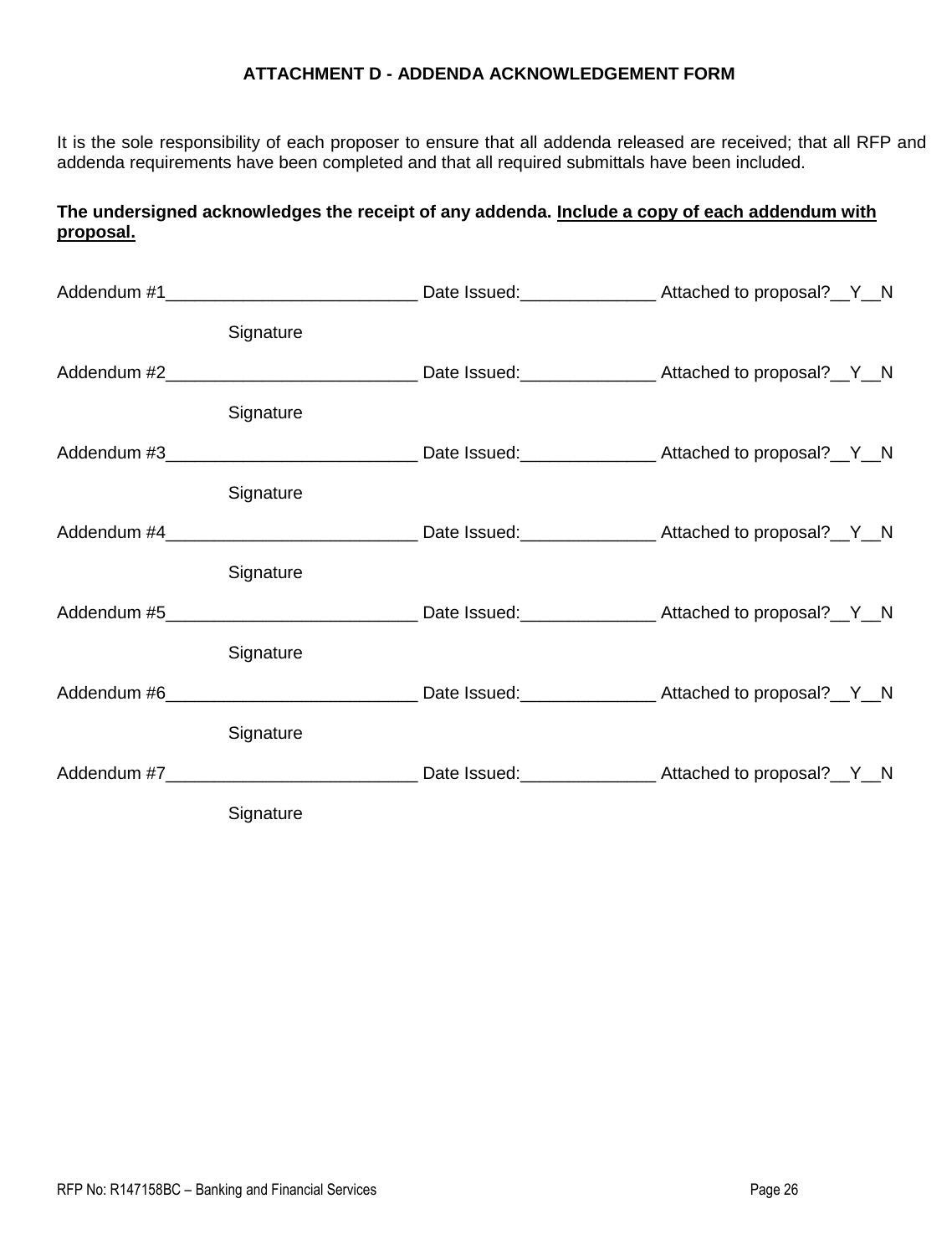## ATTACHMENT D - ADDENDA ACKNOWLEDGEMENT FORM

It is the sole responsibility of each proposer to ensure that all addenda released are received; that all RFP and addenda requirements have been completed and that all required submittals have been included.

**The undersigned acknowledges the receipt of any addenda. <u>Include a copy of each addendum with proposal.</u>**

Addendum #1_________________________ Date Issued:______________ Attached to proposal?__Y__N

Signature

Addendum #2_________________________ Date Issued:______________ Attached to proposal?__Y__N

Signature

Addendum #3_________________________ Date Issued:______________ Attached to proposal?__Y__N

Signature

Addendum #4_________________________ Date Issued:______________ Attached to proposal?__Y__N

Signature

Addendum #5_________________________ Date Issued:______________ Attached to proposal?__Y__N

Signature

Addendum #6_________________________ Date Issued:______________ Attached to proposal?__Y__N

Signature

Addendum #7_________________________ Date Issued:______________ Attached to proposal?__Y__N

Signature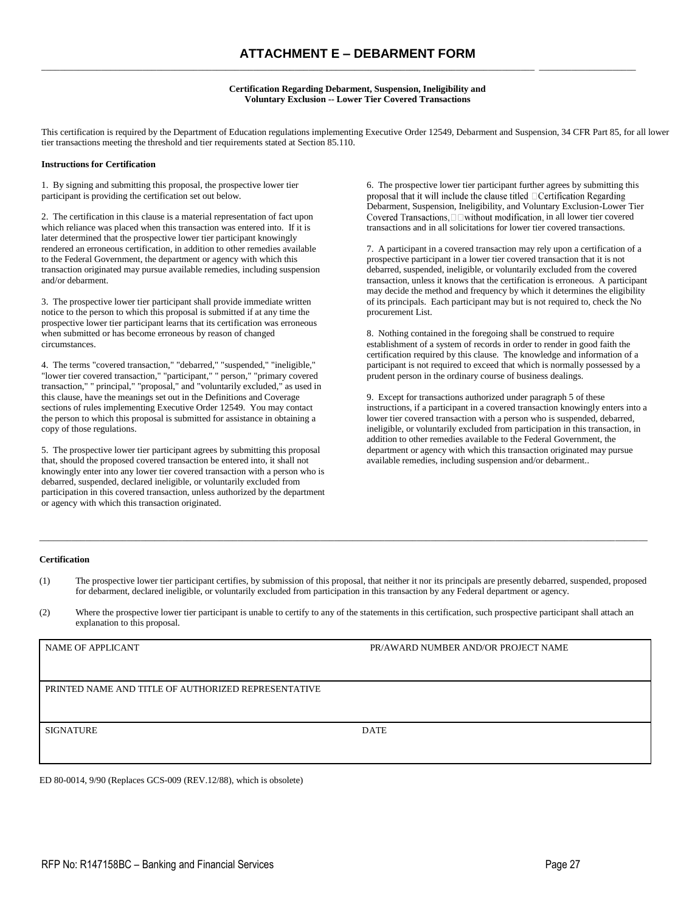# ATTACHMENT E – DEBARMENT FORM

**Certification Regarding Debarment, Suspension, Ineligibility and Voluntary Exclusion -- Lower Tier Covered Transactions**

This certification is required by the Department of Education regulations implementing Executive Order 12549, Debarment and Suspension, 34 CFR Part 85, for all lower tier transactions meeting the threshold and tier requirements stated at Section 85.110.

**Instructions for Certification**

1. By signing and submitting this proposal, the prospective lower tier participant is providing the certification set out below.

2. The certification in this clause is a material representation of fact upon which reliance was placed when this transaction was entered into. If it is later determined that the prospective lower tier participant knowingly rendered an erroneous certification, in addition to other remedies available to the Federal Government, the department or agency with which this transaction originated may pursue available remedies, including suspension and/or debarment.

3. The prospective lower tier participant shall provide immediate written notice to the person to which this proposal is submitted if at any time the prospective lower tier participant learns that its certification was erroneous when submitted or has become erroneous by reason of changed circumstances.

4. The terms "covered transaction," "debarred," "suspended," "ineligible," "lower tier covered transaction," "participant," " person," "primary covered transaction," " principal," "proposal," and "voluntarily excluded," as used in this clause, have the meanings set out in the Definitions and Coverage sections of rules implementing Executive Order 12549. You may contact the person to which this proposal is submitted for assistance in obtaining a copy of those regulations.

5. The prospective lower tier participant agrees by submitting this proposal that, should the proposed covered transaction be entered into, it shall not knowingly enter into any lower tier covered transaction with a person who is debarred, suspended, declared ineligible, or voluntarily excluded from participation in this covered transaction, unless authorized by the department or agency with which this transaction originated.

6. The prospective lower tier participant further agrees by submitting this proposal that it will include the clause titled "Certification Regarding Debarment, Suspension, Ineligibility, and Voluntary Exclusion-Lower Tier Covered Transactions," without modification, in all lower tier covered transactions and in all solicitations for lower tier covered transactions.

7. A participant in a covered transaction may rely upon a certification of a prospective participant in a lower tier covered transaction that it is not debarred, suspended, ineligible, or voluntarily excluded from the covered transaction, unless it knows that the certification is erroneous. A participant may decide the method and frequency by which it determines the eligibility of its principals. Each participant may but is not required to, check the No procurement List.

8. Nothing contained in the foregoing shall be construed to require establishment of a system of records in order to render in good faith the certification required by this clause. The knowledge and information of a participant is not required to exceed that which is normally possessed by a prudent person in the ordinary course of business dealings.

9. Except for transactions authorized under paragraph 5 of these instructions, if a participant in a covered transaction knowingly enters into a lower tier covered transaction with a person who is suspended, debarred, ineligible, or voluntarily excluded from participation in this transaction, in addition to other remedies available to the Federal Government, the department or agency with which this transaction originated may pursue available remedies, including suspension and/or debarment..

---

**Certification**

(1) The prospective lower tier participant certifies, by submission of this proposal, that neither it nor its principals are presently debarred, suspended, proposed for debarment, declared ineligible, or voluntarily excluded from participation in this transaction by any Federal department or agency.

(2) Where the prospective lower tier participant is unable to certify to any of the statements in this certification, such prospective participant shall attach an explanation to this proposal.

| | |
|---|---|
| NAME OF APPLICANT | PR/AWARD NUMBER AND/OR PROJECT NAME |
| PRINTED NAME AND TITLE OF AUTHORIZED REPRESENTATIVE | |
| SIGNATURE | DATE |

ED 80-0014, 9/90 (Replaces GCS-009 (REV.12/88), which is obsolete)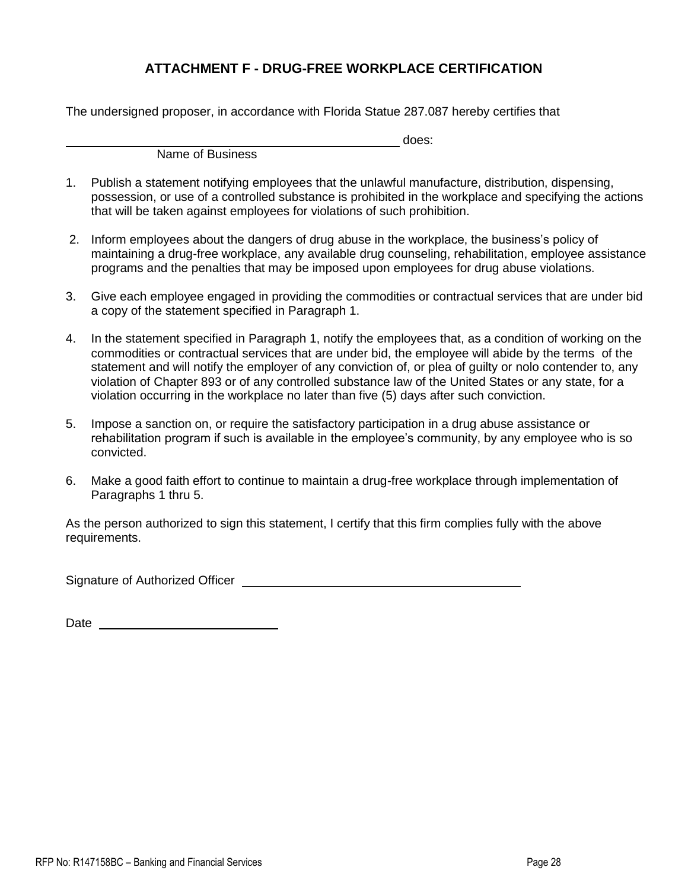## ATTACHMENT F - DRUG-FREE WORKPLACE CERTIFICATION

The undersigned proposer, in accordance with Florida Statue 287.087 hereby certifies that

\_\_\_\_\_\_\_\_\_\_\_\_\_\_\_\_\_\_\_\_\_\_\_\_\_\_\_\_\_\_\_\_\_\_\_\_\_\_\_\_\_\_\_\_\_\_ does:

Name of Business

1. Publish a statement notifying employees that the unlawful manufacture, distribution, dispensing, possession, or use of a controlled substance is prohibited in the workplace and specifying the actions that will be taken against employees for violations of such prohibition.

2. Inform employees about the dangers of drug abuse in the workplace, the business's policy of maintaining a drug-free workplace, any available drug counseling, rehabilitation, employee assistance programs and the penalties that may be imposed upon employees for drug abuse violations.

3. Give each employee engaged in providing the commodities or contractual services that are under bid a copy of the statement specified in Paragraph 1.

4. In the statement specified in Paragraph 1, notify the employees that, as a condition of working on the commodities or contractual services that are under bid, the employee will abide by the terms of the statement and will notify the employer of any conviction of, or plea of guilty or nolo contender to, any violation of Chapter 893 or of any controlled substance law of the United States or any state, for a violation occurring in the workplace no later than five (5) days after such conviction.

5. Impose a sanction on, or require the satisfactory participation in a drug abuse assistance or rehabilitation program if such is available in the employee's community, by any employee who is so convicted.

6. Make a good faith effort to continue to maintain a drug-free workplace through implementation of Paragraphs 1 thru 5.

As the person authorized to sign this statement, I certify that this firm complies fully with the above requirements.

Signature of Authorized Officer \_\_\_\_\_\_\_\_\_\_\_\_\_\_\_\_\_\_\_\_\_\_\_\_\_\_\_\_\_\_\_\_\_\_\_\_\_\_\_\_

Date \_\_\_\_\_\_\_\_\_\_\_\_\_\_\_\_\_\_\_\_\_\_\_\_\_\_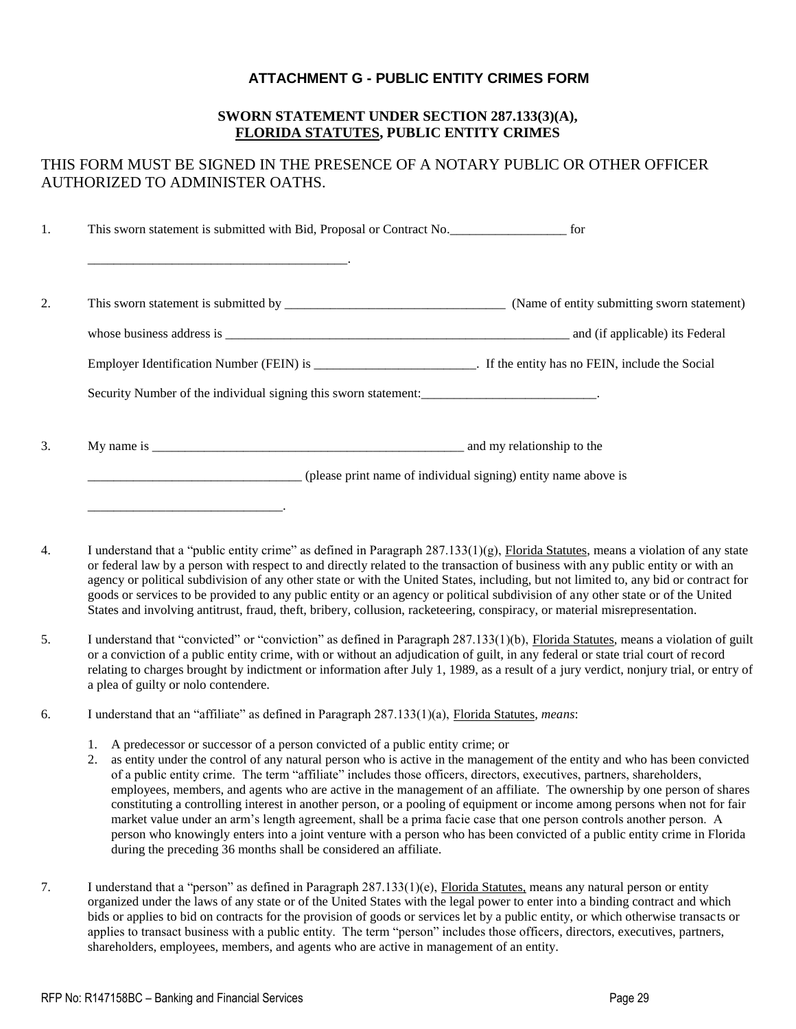## ATTACHMENT G - PUBLIC ENTITY CRIMES FORM

### SWORN STATEMENT UNDER SECTION 287.133(3)(A), FLORIDA STATUTES, PUBLIC ENTITY CRIMES

THIS FORM MUST BE SIGNED IN THE PRESENCE OF A NOTARY PUBLIC OR OTHER OFFICER AUTHORIZED TO ADMINISTER OATHS.

1. This sworn statement is submitted with Bid, Proposal or Contract No.__________________ for

   _______________________________________.

2. This sworn statement is submitted by __________________________________ (Name of entity submitting sworn statement)

   whose business address is _______________________________________________________ and (if applicable) its Federal

   Employer Identification Number (FEIN) is _________________________. If the entity has no FEIN, include the Social

   Security Number of the individual signing this sworn statement:___________________________.

3. My name is _________________________________________________ and my relationship to the

   _________________________________ (please print name of individual signing) entity name above is

   ______________________________.

4. I understand that a "public entity crime" as defined in Paragraph 287.133(1)(g), Florida Statutes, means a violation of any state or federal law by a person with respect to and directly related to the transaction of business with any public entity or with an agency or political subdivision of any other state or with the United States, including, but not limited to, any bid or contract for goods or services to be provided to any public entity or an agency or political subdivision of any other state or of the United States and involving antitrust, fraud, theft, bribery, collusion, racketeering, conspiracy, or material misrepresentation.

5. I understand that "convicted" or "conviction" as defined in Paragraph 287.133(1)(b), Florida Statutes, means a violation of guilt or a conviction of a public entity crime, with or without an adjudication of guilt, in any federal or state trial court of record relating to charges brought by indictment or information after July 1, 1989, as a result of a jury verdict, nonjury trial, or entry of a plea of guilty or nolo contendere.

6. I understand that an "affiliate" as defined in Paragraph 287.133(1)(a), Florida Statutes, *means*:

   1. A predecessor or successor of a person convicted of a public entity crime; or
   2. as entity under the control of any natural person who is active in the management of the entity and who has been convicted of a public entity crime. The term "affiliate" includes those officers, directors, executives, partners, shareholders, employees, members, and agents who are active in the management of an affiliate. The ownership by one person of shares constituting a controlling interest in another person, or a pooling of equipment or income among persons when not for fair market value under an arm's length agreement, shall be a prima facie case that one person controls another person. A person who knowingly enters into a joint venture with a person who has been convicted of a public entity crime in Florida during the preceding 36 months shall be considered an affiliate.

7. I understand that a "person" as defined in Paragraph 287.133(1)(e), Florida Statutes, means any natural person or entity organized under the laws of any state or of the United States with the legal power to enter into a binding contract and which bids or applies to bid on contracts for the provision of goods or services let by a public entity, or which otherwise transacts or applies to transact business with a public entity. The term "person" includes those officers, directors, executives, partners, shareholders, employees, members, and agents who are active in management of an entity.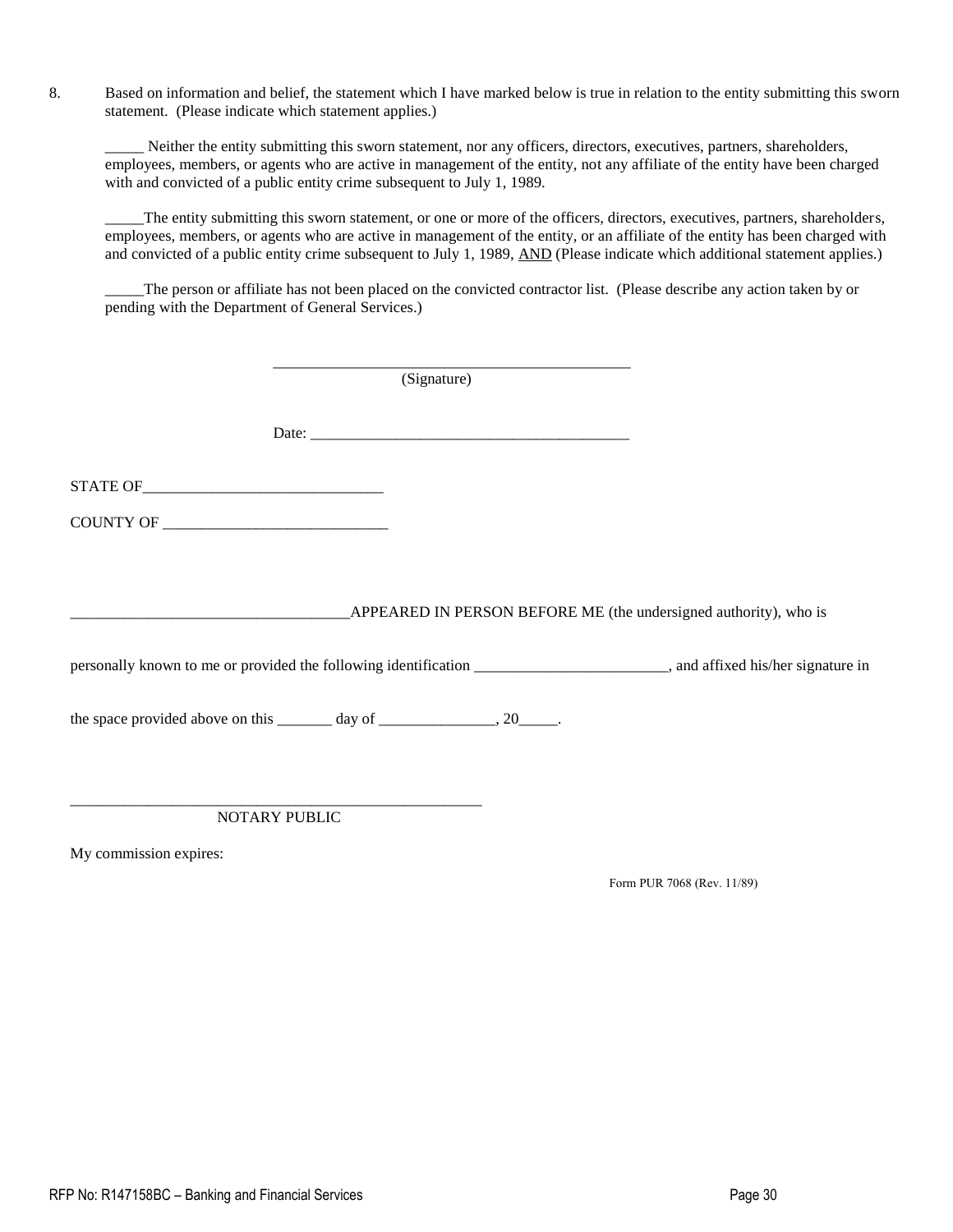8. Based on information and belief, the statement which I have marked below is true in relation to the entity submitting this sworn statement. (Please indicate which statement applies.)

   _____ Neither the entity submitting this sworn statement, nor any officers, directors, executives, partners, shareholders, employees, members, or agents who are active in management of the entity, not any affiliate of the entity have been charged with and convicted of a public entity crime subsequent to July 1, 1989.

   _____The entity submitting this sworn statement, or one or more of the officers, directors, executives, partners, shareholders, employees, members, or agents who are active in management of the entity, or an affiliate of the entity has been charged with and convicted of a public entity crime subsequent to July 1, 1989, AND (Please indicate which additional statement applies.)

   _____The person or affiliate has not been placed on the convicted contractor list. (Please describe any action taken by or pending with the Department of General Services.)

_______________________________________________
(Signature)

Date: ________________________________________

STATE OF______________________________

COUNTY OF _____________________________

___________________________________APPEARED IN PERSON BEFORE ME (the undersigned authority), who is

personally known to me or provided the following identification _________________________, and affixed his/her signature in

the space provided above on this _______ day of _______________, 20_____.

_____________________________________________________
NOTARY PUBLIC

My commission expires:

Form PUR 7068 (Rev. 11/89)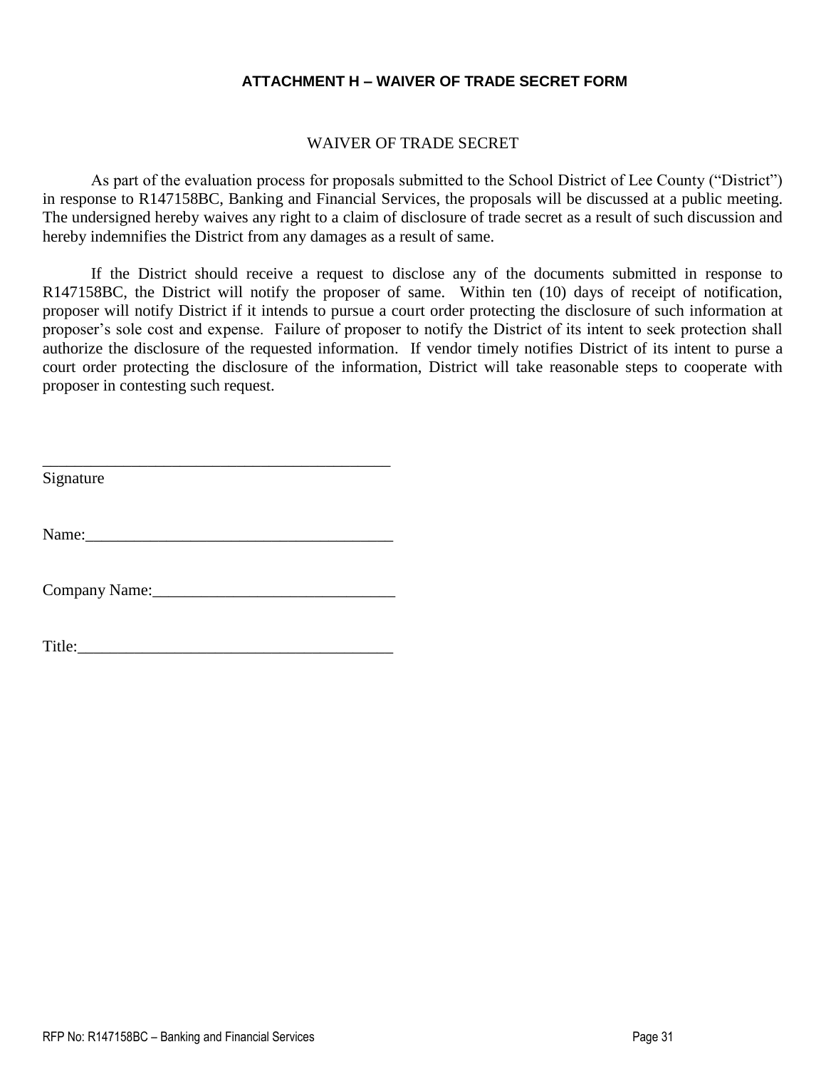## ATTACHMENT H – WAIVER OF TRADE SECRET FORM

### WAIVER OF TRADE SECRET

As part of the evaluation process for proposals submitted to the School District of Lee County ("District") in response to R147158BC, Banking and Financial Services, the proposals will be discussed at a public meeting. The undersigned hereby waives any right to a claim of disclosure of trade secret as a result of such discussion and hereby indemnifies the District from any damages as a result of same.

If the District should receive a request to disclose any of the documents submitted in response to R147158BC, the District will notify the proposer of same. Within ten (10) days of receipt of notification, proposer will notify District if it intends to pursue a court order protecting the disclosure of such information at proposer's sole cost and expense. Failure of proposer to notify the District of its intent to seek protection shall authorize the disclosure of the requested information. If vendor timely notifies District of its intent to purse a court order protecting the disclosure of the information, District will take reasonable steps to cooperate with proposer in contesting such request.

_____________________________________________
Signature

Name:_______________________________________

Company Name:______________________________

Title:________________________________________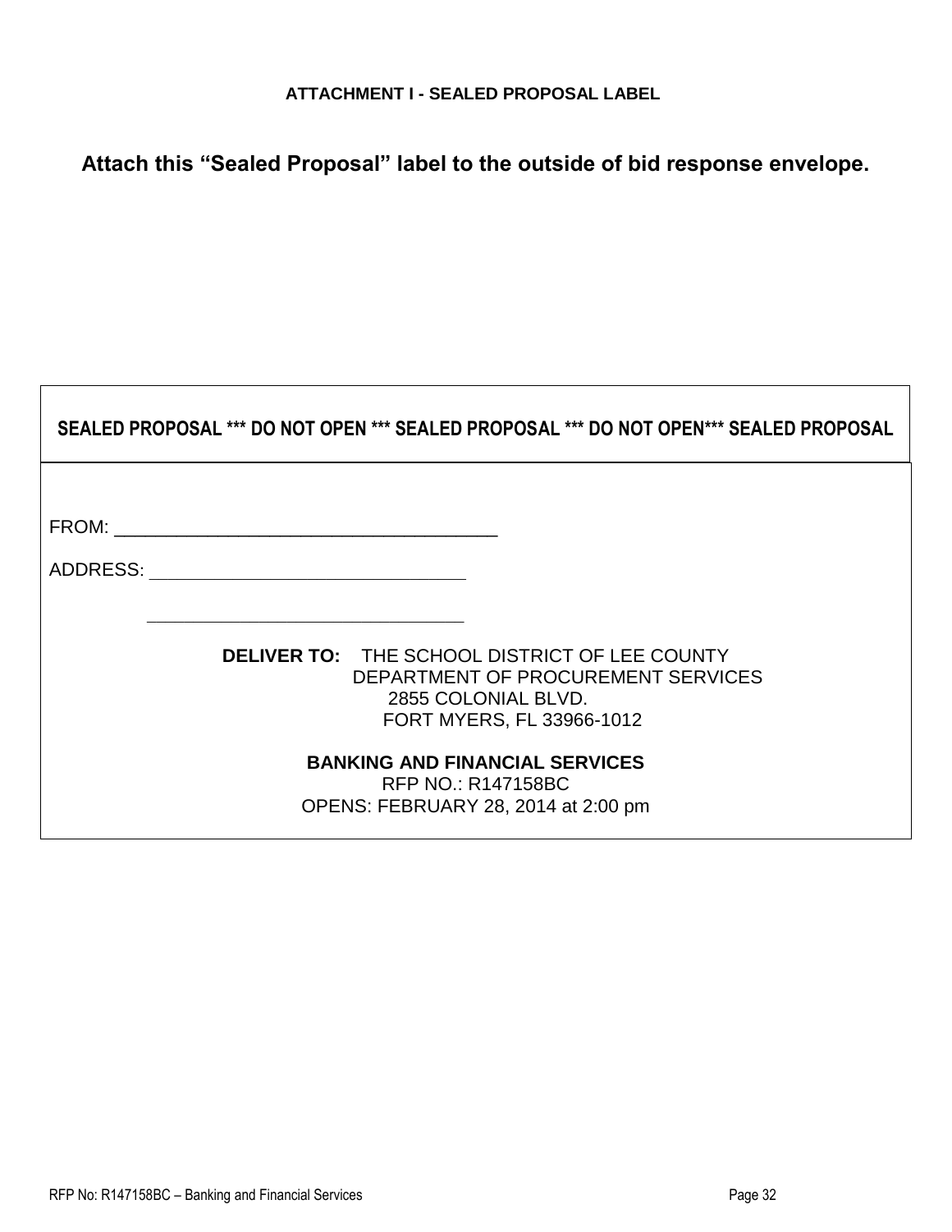### ATTACHMENT I - SEALED PROPOSAL LABEL

**Attach this "Sealed Proposal" label to the outside of bid response envelope.**

**SEALED PROPOSAL *** DO NOT OPEN *** SEALED PROPOSAL *** DO NOT OPEN*** SEALED PROPOSAL**

FROM: ____________________________________

ADDRESS: ______________________________

______________________________

**DELIVER TO:** THE SCHOOL DISTRICT OF LEE COUNTY
DEPARTMENT OF PROCUREMENT SERVICES
2855 COLONIAL BLVD.
FORT MYERS, FL 33966-1012

**BANKING AND FINANCIAL SERVICES**
RFP NO.: R147158BC
OPENS: FEBRUARY 28, 2014 at 2:00 pm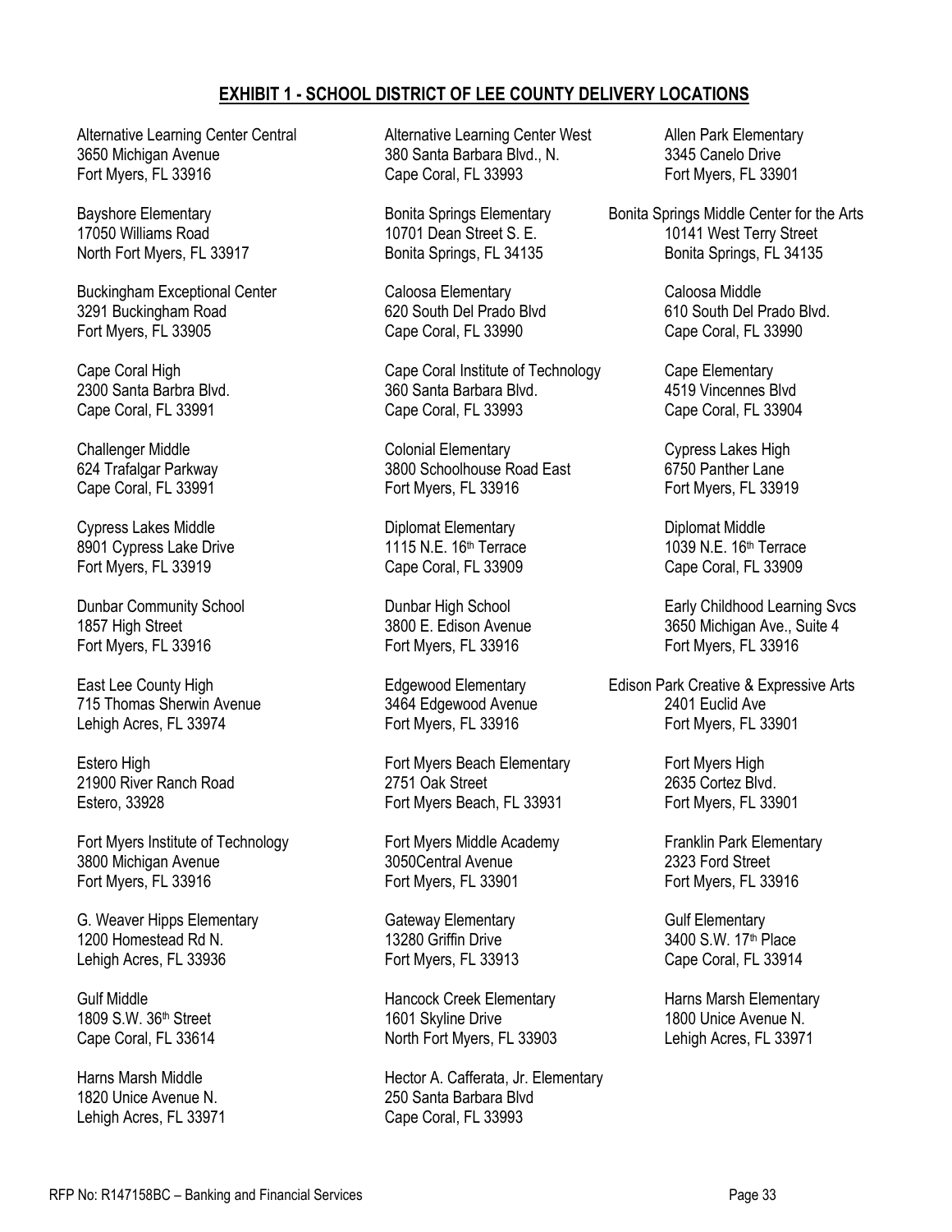## EXHIBIT 1 - SCHOOL DISTRICT OF LEE COUNTY DELIVERY LOCATIONS

Alternative Learning Center Central
3650 Michigan Avenue
Fort Myers, FL 33916

Alternative Learning Center West
380 Santa Barbara Blvd., N.
Cape Coral, FL 33993

Allen Park Elementary
3345 Canelo Drive
Fort Myers, FL 33901

Bayshore Elementary
17050 Williams Road
North Fort Myers, FL 33917

Bonita Springs Elementary
10701 Dean Street S. E.
Bonita Springs, FL 34135

Bonita Springs Middle Center for the Arts
10141 West Terry Street
Bonita Springs, FL 34135

Buckingham Exceptional Center
3291 Buckingham Road
Fort Myers, FL 33905

Caloosa Elementary
620 South Del Prado Blvd
Cape Coral, FL 33990

Caloosa Middle
610 South Del Prado Blvd.
Cape Coral, FL 33990

Cape Coral High
2300 Santa Barbra Blvd.
Cape Coral, FL 33991

Cape Coral Institute of Technology
360 Santa Barbara Blvd.
Cape Coral, FL 33993

Cape Elementary
4519 Vincennes Blvd
Cape Coral, FL 33904

Challenger Middle
624 Trafalgar Parkway
Cape Coral, FL 33991

Colonial Elementary
3800 Schoolhouse Road East
Fort Myers, FL 33916

Cypress Lakes High
6750 Panther Lane
Fort Myers, FL 33919

Cypress Lakes Middle
8901 Cypress Lake Drive
Fort Myers, FL 33919

Diplomat Elementary
1115 N.E. 16th Terrace
Cape Coral, FL 33909

Diplomat Middle
1039 N.E. 16th Terrace
Cape Coral, FL 33909

Dunbar Community School
1857 High Street
Fort Myers, FL 33916

Dunbar High School
3800 E. Edison Avenue
Fort Myers, FL 33916

Early Childhood Learning Svcs
3650 Michigan Ave., Suite 4
Fort Myers, FL 33916

East Lee County High
715 Thomas Sherwin Avenue
Lehigh Acres, FL 33974

Edgewood Elementary
3464 Edgewood Avenue
Fort Myers, FL 33916

Edison Park Creative & Expressive Arts
2401 Euclid Ave
Fort Myers, FL 33901

Estero High
21900 River Ranch Road
Estero, 33928

Fort Myers Beach Elementary
2751 Oak Street
Fort Myers Beach, FL 33931

Fort Myers High
2635 Cortez Blvd.
Fort Myers, FL 33901

Fort Myers Institute of Technology
3800 Michigan Avenue
Fort Myers, FL 33916

Fort Myers Middle Academy
3050Central Avenue
Fort Myers, FL 33901

Franklin Park Elementary
2323 Ford Street
Fort Myers, FL 33916

G. Weaver Hipps Elementary
1200 Homestead Rd N.
Lehigh Acres, FL 33936

Gateway Elementary
13280 Griffin Drive
Fort Myers, FL 33913

Gulf Elementary
3400 S.W. 17th Place
Cape Coral, FL 33914

Gulf Middle
1809 S.W. 36th Street
Cape Coral, FL 33614

Hancock Creek Elementary
1601 Skyline Drive
North Fort Myers, FL 33903

Harns Marsh Elementary
1800 Unice Avenue N.
Lehigh Acres, FL 33971

Harns Marsh Middle
1820 Unice Avenue N.
Lehigh Acres, FL 33971

Hector A. Cafferata, Jr. Elementary
250 Santa Barbara Blvd
Cape Coral, FL 33993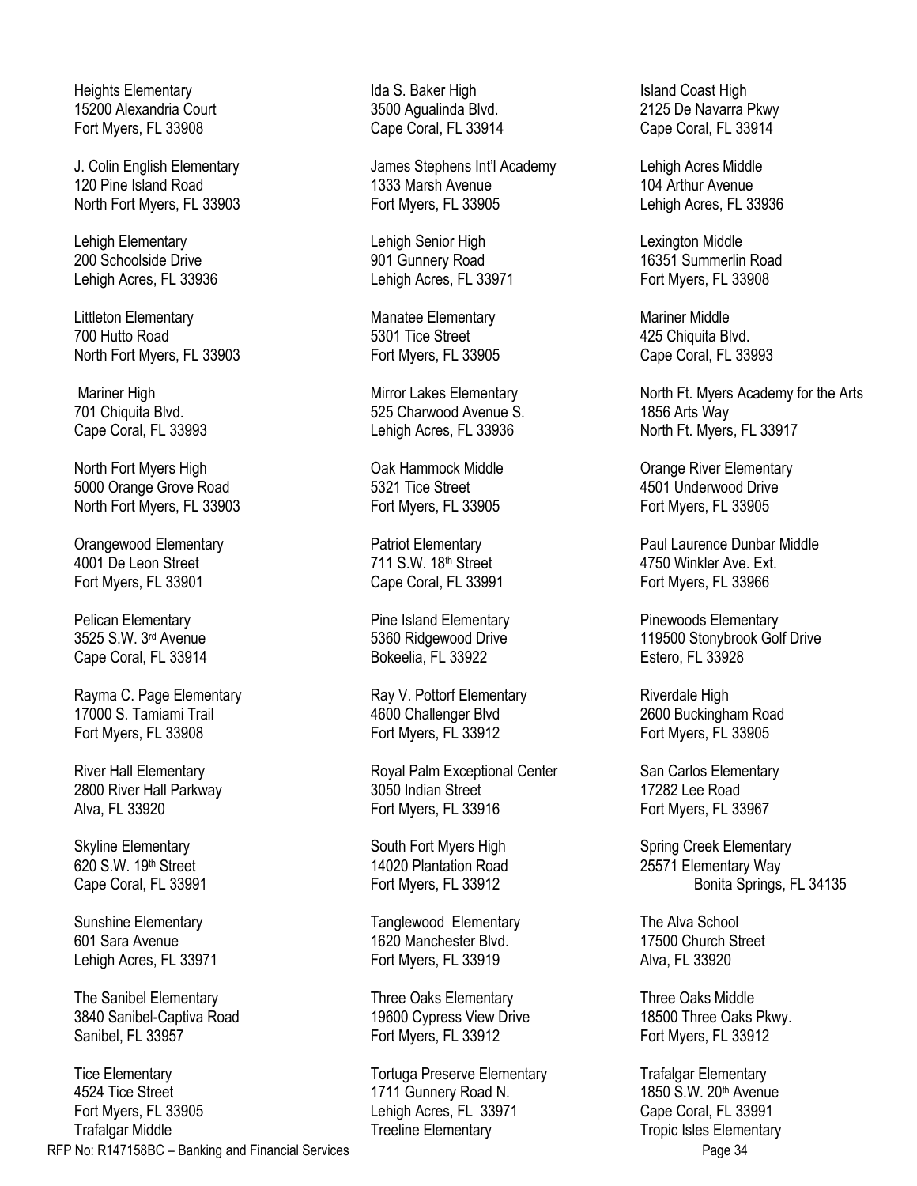Heights Elementary
15200 Alexandria Court
Fort Myers, FL 33908

Ida S. Baker High
3500 Agualinda Blvd.
Cape Coral, FL 33914

Island Coast High
2125 De Navarra Pkwy
Cape Coral, FL 33914

J. Colin English Elementary
120 Pine Island Road
North Fort Myers, FL 33903

James Stephens Int'l Academy
1333 Marsh Avenue
Fort Myers, FL 33905

Lehigh Acres Middle
104 Arthur Avenue
Lehigh Acres, FL 33936

Lehigh Elementary
200 Schoolside Drive
Lehigh Acres, FL 33936

Lehigh Senior High
901 Gunnery Road
Lehigh Acres, FL 33971

Lexington Middle
16351 Summerlin Road
Fort Myers, FL 33908

Littleton Elementary
700 Hutto Road
North Fort Myers, FL 33903

Manatee Elementary
5301 Tice Street
Fort Myers, FL 33905

Mariner Middle
425 Chiquita Blvd.
Cape Coral, FL 33993

Mariner High
701 Chiquita Blvd.
Cape Coral, FL 33993

Mirror Lakes Elementary
525 Charwood Avenue S.
Lehigh Acres, FL 33936

North Ft. Myers Academy for the Arts
1856 Arts Way
North Ft. Myers, FL 33917

North Fort Myers High
5000 Orange Grove Road
North Fort Myers, FL 33903

Oak Hammock Middle
5321 Tice Street
Fort Myers, FL 33905

Orange River Elementary
4501 Underwood Drive
Fort Myers, FL 33905

Orangewood Elementary
4001 De Leon Street
Fort Myers, FL 33901

Patriot Elementary
711 S.W. 18th Street
Cape Coral, FL 33991

Paul Laurence Dunbar Middle
4750 Winkler Ave. Ext.
Fort Myers, FL 33966

Pelican Elementary
3525 S.W. 3rd Avenue
Cape Coral, FL 33914

Pine Island Elementary
5360 Ridgewood Drive
Bokeelia, FL 33922

Pinewoods Elementary
119500 Stonybrook Golf Drive
Estero, FL 33928

Rayma C. Page Elementary
17000 S. Tamiami Trail
Fort Myers, FL 33908

Ray V. Pottorf Elementary
4600 Challenger Blvd
Fort Myers, FL 33912

Riverdale High
2600 Buckingham Road
Fort Myers, FL 33905

River Hall Elementary
2800 River Hall Parkway
Alva, FL 33920

Royal Palm Exceptional Center
3050 Indian Street
Fort Myers, FL 33916

San Carlos Elementary
17282 Lee Road
Fort Myers, FL 33967

Skyline Elementary
620 S.W. 19th Street
Cape Coral, FL 33991

South Fort Myers High
14020 Plantation Road
Fort Myers, FL 33912

Spring Creek Elementary
25571 Elementary Way
Bonita Springs, FL 34135

Sunshine Elementary
601 Sara Avenue
Lehigh Acres, FL 33971

Tanglewood Elementary
1620 Manchester Blvd.
Fort Myers, FL 33919

The Alva School
17500 Church Street
Alva, FL 33920

The Sanibel Elementary
3840 Sanibel-Captiva Road
Sanibel, FL 33957

Three Oaks Elementary
19600 Cypress View Drive
Fort Myers, FL 33912

Three Oaks Middle
18500 Three Oaks Pkwy.
Fort Myers, FL 33912

Tice Elementary
4524 Tice Street
Fort Myers, FL 33905

Tortuga Preserve Elementary
1711 Gunnery Road N.
Lehigh Acres, FL 33971

Trafalgar Elementary
1850 S.W. 20th Avenue
Cape Coral, FL 33991

Trafalgar Middle

Treeline Elementary

Tropic Isles Elementary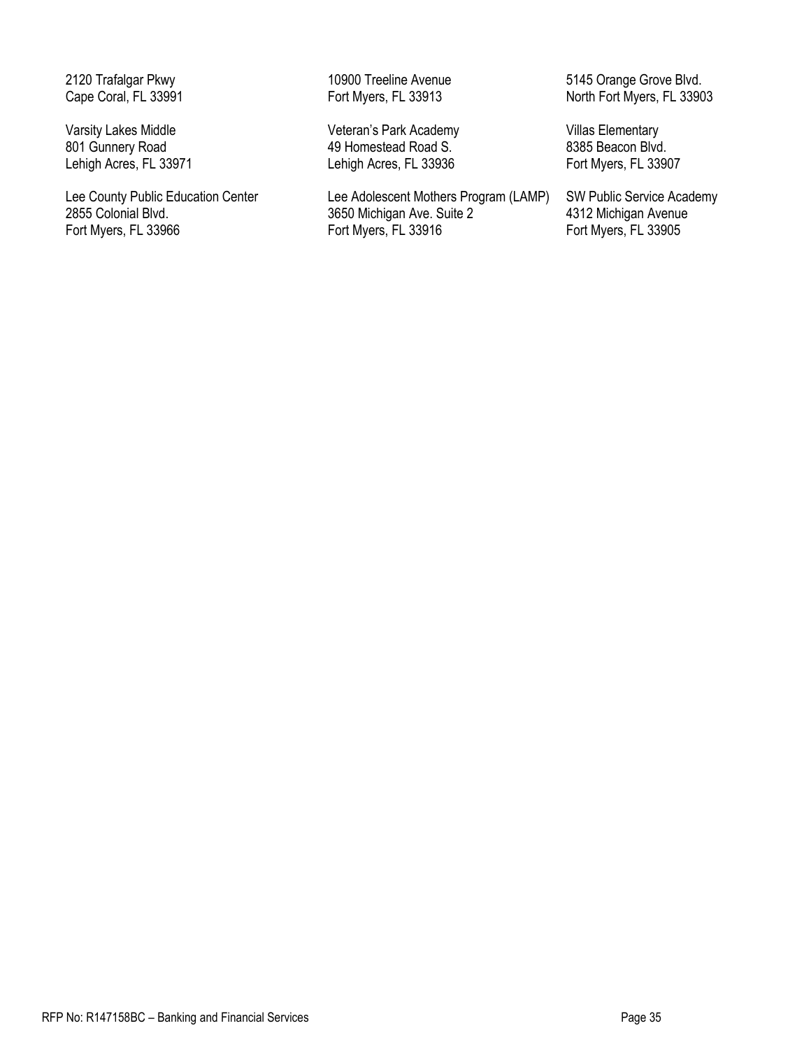2120 Trafalgar Pkwy
Cape Coral, FL 33991

10900 Treeline Avenue
Fort Myers, FL 33913

5145 Orange Grove Blvd.
North Fort Myers, FL 33903

Varsity Lakes Middle
801 Gunnery Road
Lehigh Acres, FL 33971

Veteran's Park Academy
49 Homestead Road S.
Lehigh Acres, FL 33936

Villas Elementary
8385 Beacon Blvd.
Fort Myers, FL 33907

Lee County Public Education Center
2855 Colonial Blvd.
Fort Myers, FL 33966

Lee Adolescent Mothers Program (LAMP)
3650 Michigan Ave. Suite 2
Fort Myers, FL 33916

SW Public Service Academy
4312 Michigan Avenue
Fort Myers, FL 33905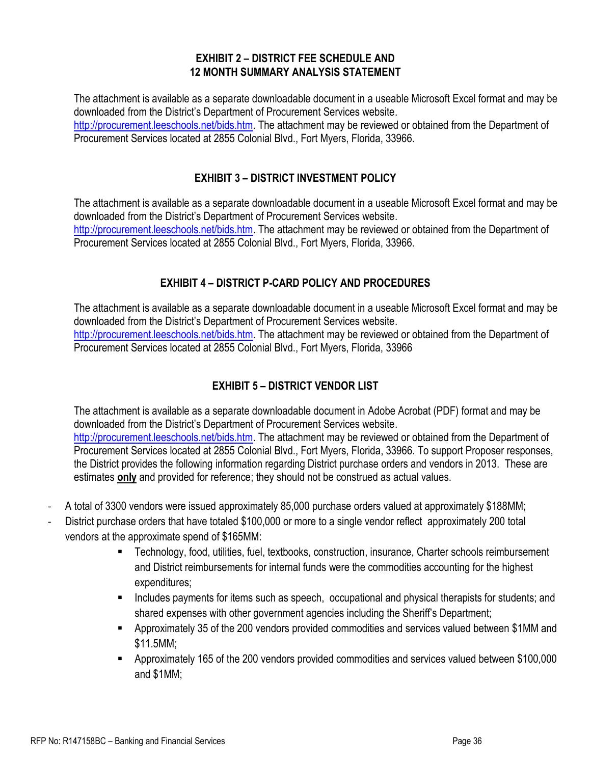## EXHIBIT 2 – DISTRICT FEE SCHEDULE AND 12 MONTH SUMMARY ANALYSIS STATEMENT

The attachment is available as a separate downloadable document in a useable Microsoft Excel format and may be downloaded from the District's Department of Procurement Services website. http://procurement.leeschools.net/bids.htm. The attachment may be reviewed or obtained from the Department of Procurement Services located at 2855 Colonial Blvd., Fort Myers, Florida, 33966.

## EXHIBIT 3 – DISTRICT INVESTMENT POLICY

The attachment is available as a separate downloadable document in a useable Microsoft Excel format and may be downloaded from the District's Department of Procurement Services website. http://procurement.leeschools.net/bids.htm. The attachment may be reviewed or obtained from the Department of Procurement Services located at 2855 Colonial Blvd., Fort Myers, Florida, 33966.

## EXHIBIT 4 – DISTRICT P-CARD POLICY AND PROCEDURES

The attachment is available as a separate downloadable document in a useable Microsoft Excel format and may be downloaded from the District's Department of Procurement Services website. http://procurement.leeschools.net/bids.htm. The attachment may be reviewed or obtained from the Department of Procurement Services located at 2855 Colonial Blvd., Fort Myers, Florida, 33966

## EXHIBIT 5 – DISTRICT VENDOR LIST

The attachment is available as a separate downloadable document in Adobe Acrobat (PDF) format and may be downloaded from the District's Department of Procurement Services website. http://procurement.leeschools.net/bids.htm. The attachment may be reviewed or obtained from the Department of Procurement Services located at 2855 Colonial Blvd., Fort Myers, Florida, 33966. To support Proposer responses, the District provides the following information regarding District purchase orders and vendors in 2013. These are estimates **only** and provided for reference; they should not be construed as actual values.

- A total of 3300 vendors were issued approximately 85,000 purchase orders valued at approximately $188MM;
- District purchase orders that have totaled $100,000 or more to a single vendor reflect approximately 200 total vendors at the approximate spend of $165MM:
  - Technology, food, utilities, fuel, textbooks, construction, insurance, Charter schools reimbursement and District reimbursements for internal funds were the commodities accounting for the highest expenditures;
  - Includes payments for items such as speech, occupational and physical therapists for students; and shared expenses with other government agencies including the Sheriff's Department;
  - Approximately 35 of the 200 vendors provided commodities and services valued between $1MM and $11.5MM;
  - Approximately 165 of the 200 vendors provided commodities and services valued between $100,000 and $1MM;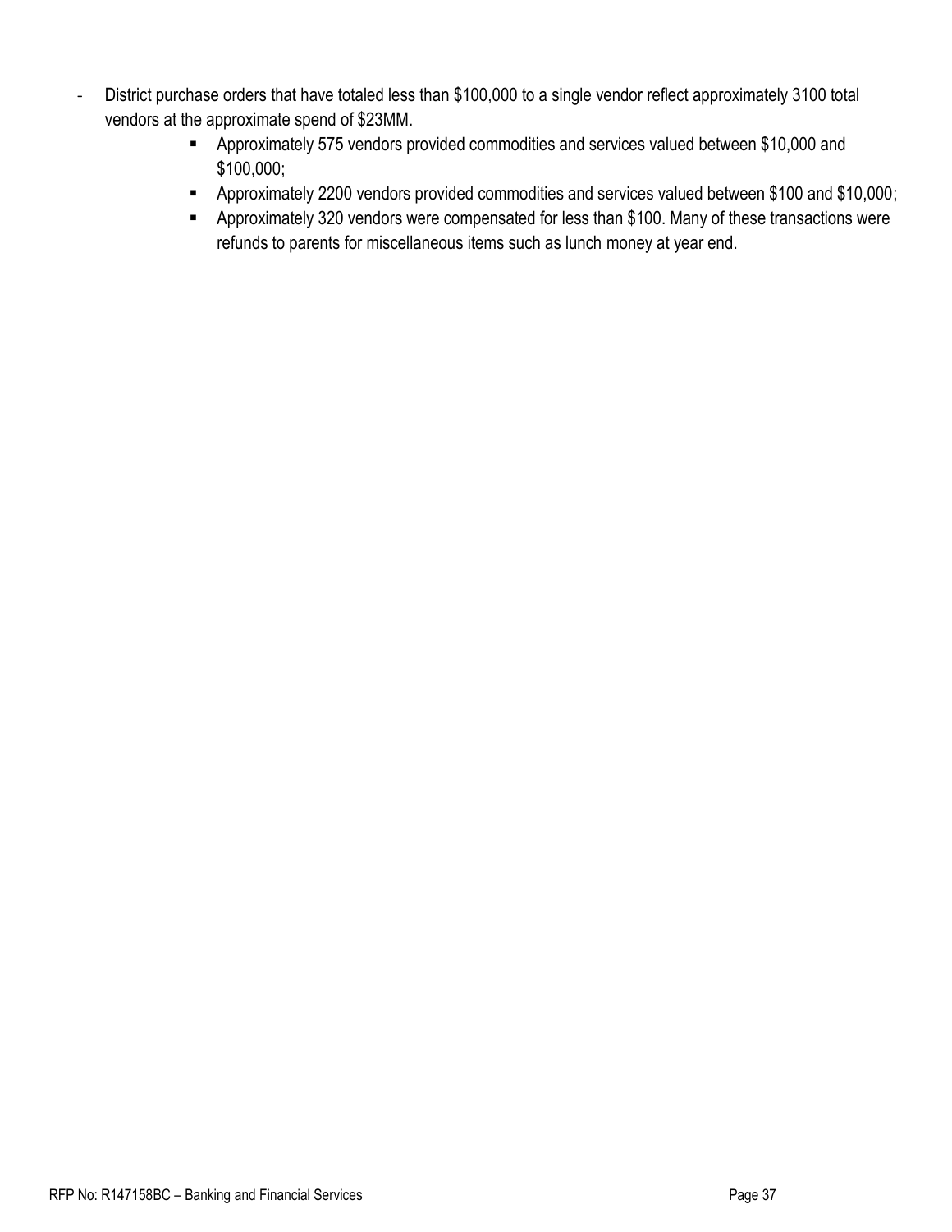- District purchase orders that have totaled less than $100,000 to a single vendor reflect approximately 3100 total vendors at the approximate spend of $23MM.
    - Approximately 575 vendors provided commodities and services valued between $10,000 and $100,000;
    - Approximately 2200 vendors provided commodities and services valued between $100 and $10,000;
    - Approximately 320 vendors were compensated for less than $100. Many of these transactions were refunds to parents for miscellaneous items such as lunch money at year end.